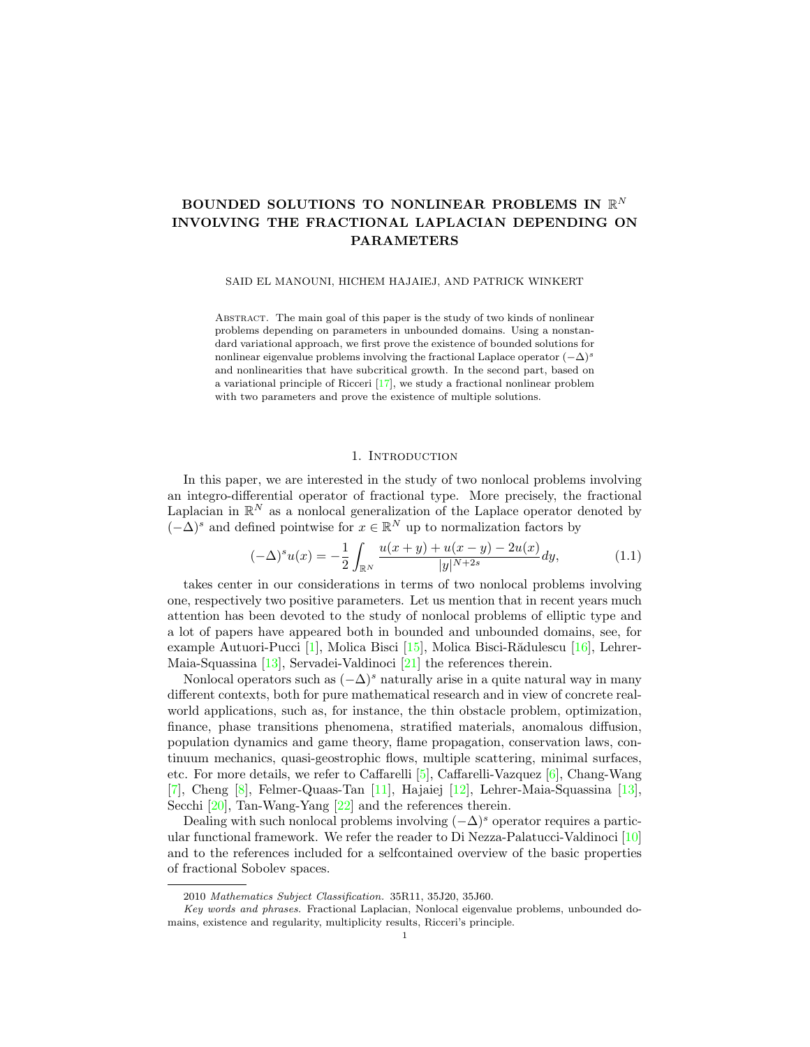# BOUNDED SOLUTIONS TO NONLINEAR PROBLEMS IN $\mathbb{R}^N$ INVOLVING THE FRACTIONAL LAPLACIAN DEPENDING ON PARAMETERS

SAID EL MANOUNI, HICHEM HAJAIEJ, AND PATRICK WINKERT

Abstract. The main goal of this paper is the study of two kinds of nonlinear problems depending on parameters in unbounded domains. Using a nonstandard variational approach, we first prove the existence of bounded solutions for nonlinear eigenvalue problems involving the fractional Laplace operator $(-\Delta)^s$ and nonlinearities that have subcritical growth. In the second part, based on a variational principle of Ricceri [17], we study a fractional nonlinear problem with two parameters and prove the existence of multiple solutions.

## 1. Introduction

In this paper, we are interested in the study of two nonlocal problems involving an integro-differential operator of fractional type. More precisely, the fractional Laplacian in $\mathbb{R}^N$ as a nonlocal generalization of the Laplace operator denoted by $(-\Delta)^s$ and defined pointwise for $x \in \mathbb{R}^N$ up to normalization factors by

$$(-\Delta)^s u(x) = -\frac{1}{2} \int_{\mathbb{R}^N} \frac{u(x+y) + u(x-y) - 2u(x)}{|y|^{N+2s}} dy, \tag{1.1}$$

takes center in our considerations in terms of two nonlocal problems involving one, respectively two positive parameters. Let us mention that in recent years much attention has been devoted to the study of nonlocal problems of elliptic type and a lot of papers have appeared both in bounded and unbounded domains, see, for example Autuori-Pucci [1], Molica Bisci [15], Molica Bisci-Rădulescu [16], Lehrer-Maia-Squassina [13], Servadei-Valdinoci [21] the references therein.

Nonlocal operators such as $(-\Delta)^s$ naturally arise in a quite natural way in many different contexts, both for pure mathematical research and in view of concrete real-world applications, such as, for instance, the thin obstacle problem, optimization, finance, phase transitions phenomena, stratified materials, anomalous diffusion, population dynamics and game theory, flame propagation, conservation laws, continuum mechanics, quasi-geostrophic flows, multiple scattering, minimal surfaces, etc. For more details, we refer to Caffarelli [5], Caffarelli-Vazquez [6], Chang-Wang [7], Cheng [8], Felmer-Quaas-Tan [11], Hajaiej [12], Lehrer-Maia-Squassina [13], Secchi [20], Tan-Wang-Yang [22] and the references therein.

Dealing with such nonlocal problems involving $(-\Delta)^s$ operator requires a particular functional framework. We refer the reader to Di Nezza-Palatucci-Valdinoci [10] and to the references included for a selfcontained overview of the basic properties of fractional Sobolev spaces.

2010 *Mathematics Subject Classification.* 35R11, 35J20, 35J60.

*Key words and phrases.* Fractional Laplacian, Nonlocal eigenvalue problems, unbounded domains, existence and regularity, multiplicity results, Ricceri's principle.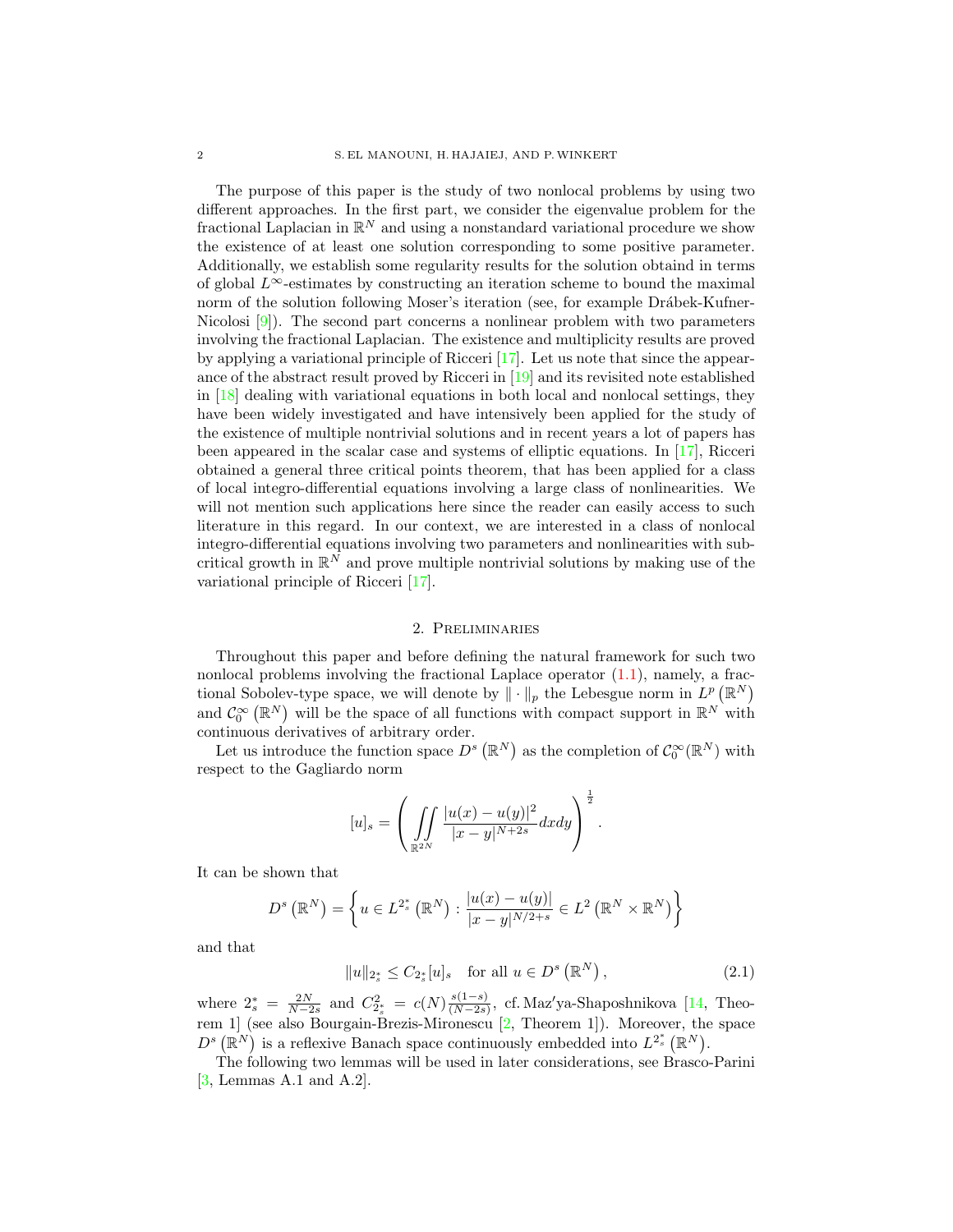The purpose of this paper is the study of two nonlocal problems by using two different approaches. In the first part, we consider the eigenvalue problem for the fractional Laplacian in $\mathbb{R}^N$ and using a nonstandard variational procedure we show the existence of at least one solution corresponding to some positive parameter. Additionally, we establish some regularity results for the solution obtaind in terms of global $L^\infty$-estimates by constructing an iteration scheme to bound the maximal norm of the solution following Moser's iteration (see, for example Drábek-Kufner-Nicolosi [9]). The second part concerns a nonlinear problem with two parameters involving the fractional Laplacian. The existence and multiplicity results are proved by applying a variational principle of Ricceri [17]. Let us note that since the appearance of the abstract result proved by Ricceri in [19] and its revisited note established in [18] dealing with variational equations in both local and nonlocal settings, they have been widely investigated and have intensively been applied for the study of the existence of multiple nontrivial solutions and in recent years a lot of papers has been appeared in the scalar case and systems of elliptic equations. In [17], Ricceri obtained a general three critical points theorem, that has been applied for a class of local integro-differential equations involving a large class of nonlinearities. We will not mention such applications here since the reader can easily access to such literature in this regard. In our context, we are interested in a class of nonlocal integro-differential equations involving two parameters and nonlinearities with subcritical growth in $\mathbb{R}^N$ and prove multiple nontrivial solutions by making use of the variational principle of Ricceri [17].

## 2. Preliminaries

Throughout this paper and before defining the natural framework for such two nonlocal problems involving the fractional Laplace operator (1.1), namely, a fractional Sobolev-type space, we will denote by $\|\cdot\|_p$ the Lebesgue norm in $L^p(\mathbb{R}^N)$ and $\mathcal{C}_0^\infty(\mathbb{R}^N)$ will be the space of all functions with compact support in $\mathbb{R}^N$ with continuous derivatives of arbitrary order.

Let us introduce the function space $D^s(\mathbb{R}^N)$ as the completion of $\mathcal{C}_0^\infty(\mathbb{R}^N)$ with respect to the Gagliardo norm

$$[u]_s = \left( \iint\limits_{\mathbb{R}^{2N}} \frac{|u(x)-u(y)|^2}{|x-y|^{N+2s}}\,dx\,dy \right)^{\frac{1}{2}}.$$

It can be shown that

$$D^s(\mathbb{R}^N) = \left\{ u \in L^{2_s^*}(\mathbb{R}^N) : \frac{|u(x)-u(y)|}{|x-y|^{N/2+s}} \in L^2(\mathbb{R}^N \times \mathbb{R}^N) \right\}$$

and that

$$\|u\|_{2_s^*} \le C_{2_s^*}[u]_s \quad \text{for all } u \in D^s(\mathbb{R}^N), \tag{2.1}$$

where $2_s^* = \frac{2N}{N-2s}$ and $C_{2_s^*}^2 = c(N)\frac{s(1-s)}{(N-2s)}$, cf. Maz′ya-Shaposhnikova [14, Theorem 1] (see also Bourgain-Brezis-Mironescu [2, Theorem 1]). Moreover, the space $D^s(\mathbb{R}^N)$ is a reflexive Banach space continuously embedded into $L^{2_s^*}(\mathbb{R}^N)$.

The following two lemmas will be used in later considerations, see Brasco-Parini [3, Lemmas A.1 and A.2].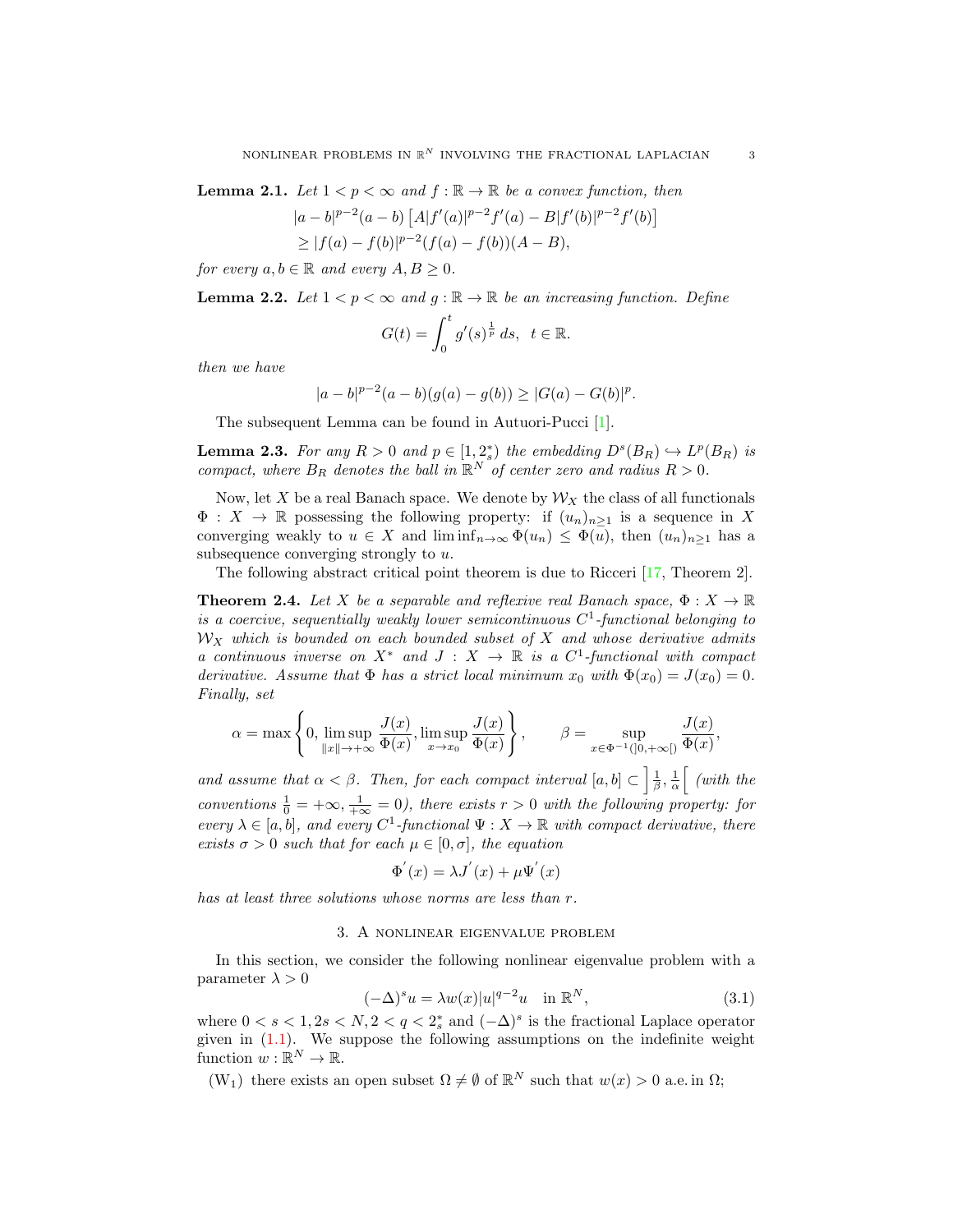**Lemma 2.1.** *Let $1 < p < \infty$ and $f : \mathbb{R} \to \mathbb{R}$ be a convex function, then*

$$|a-b|^{p-2}(a-b)\left[A|f'(a)|^{p-2}f'(a) - B|f'(b)|^{p-2}f'(b)\right]$$
$$\geq |f(a)-f(b)|^{p-2}(f(a)-f(b))(A-B),$$

*for every $a, b \in \mathbb{R}$ and every $A, B \geq 0$.*

**Lemma 2.2.** *Let $1 < p < \infty$ and $g : \mathbb{R} \to \mathbb{R}$ be an increasing function. Define*

$$G(t) = \int_0^t g'(s)^{\frac{1}{p}}\, ds, \quad t \in \mathbb{R}.$$

*then we have*

$$|a-b|^{p-2}(a-b)(g(a)-g(b)) \geq |G(a)-G(b)|^p.$$

The subsequent Lemma can be found in Autuori-Pucci [1].

**Lemma 2.3.** *For any $R > 0$ and $p \in [1, 2_s^*)$ the embedding $D^s(B_R) \hookrightarrow L^p(B_R)$ is compact, where $B_R$ denotes the ball in $\mathbb{R}^N$ of center zero and radius $R > 0$.*

Now, let $X$ be a real Banach space. We denote by $\mathcal{W}_X$ the class of all functionals $\Phi : X \to \mathbb{R}$ possessing the following property: if $(u_n)_{n\geq 1}$ is a sequence in $X$ converging weakly to $u \in X$ and $\liminf_{n\to\infty} \Phi(u_n) \leq \Phi(u)$, then $(u_n)_{n\geq 1}$ has a subsequence converging strongly to $u$.

The following abstract critical point theorem is due to Ricceri [17, Theorem 2].

**Theorem 2.4.** *Let $X$ be a separable and reflexive real Banach space, $\Phi : X \to \mathbb{R}$ is a coercive, sequentially weakly lower semicontinuous $C^1$-functional belonging to $\mathcal{W}_X$ which is bounded on each bounded subset of $X$ and whose derivative admits a continuous inverse on $X^*$ and $J : X \to \mathbb{R}$ is a $C^1$-functional with compact derivative. Assume that $\Phi$ has a strict local minimum $x_0$ with $\Phi(x_0) = J(x_0) = 0$. Finally, set*

$$\alpha = \max\left\{0, \limsup_{\|x\|\to+\infty} \frac{J(x)}{\Phi(x)}, \limsup_{x\to x_0} \frac{J(x)}{\Phi(x)}\right\}, \qquad \beta = \sup_{x\in\Phi^{-1}(]0,+\infty[)} \frac{J(x)}{\Phi(x)},$$

*and assume that $\alpha < \beta$. Then, for each compact interval $[a, b] \subset \left]\frac{1}{\beta}, \frac{1}{\alpha}\right[$ (with the conventions $\frac{1}{0} = +\infty$, $\frac{1}{+\infty} = 0$), there exists $r > 0$ with the following property: for every $\lambda \in [a, b]$, and every $C^1$-functional $\Psi : X \to \mathbb{R}$ with compact derivative, there exists $\sigma > 0$ such that for each $\mu \in [0, \sigma]$, the equation*

$$\Phi'(x) = \lambda J'(x) + \mu \Psi'(x)$$

*has at least three solutions whose norms are less than $r$.*

## 3. A nonlinear eigenvalue problem

In this section, we consider the following nonlinear eigenvalue problem with a parameter $\lambda > 0$

$$(-\Delta)^s u = \lambda w(x)|u|^{q-2}u \quad \text{in } \mathbb{R}^N, \tag{3.1}$$

where $0 < s < 1, 2s < N, 2 < q < 2_s^*$ and $(-\Delta)^s$ is the fractional Laplace operator given in (1.1). We suppose the following assumptions on the indefinite weight function $w : \mathbb{R}^N \to \mathbb{R}$.

(W$_1$) there exists an open subset $\Omega \neq \emptyset$ of $\mathbb{R}^N$ such that $w(x) > 0$ a.e. in $\Omega$;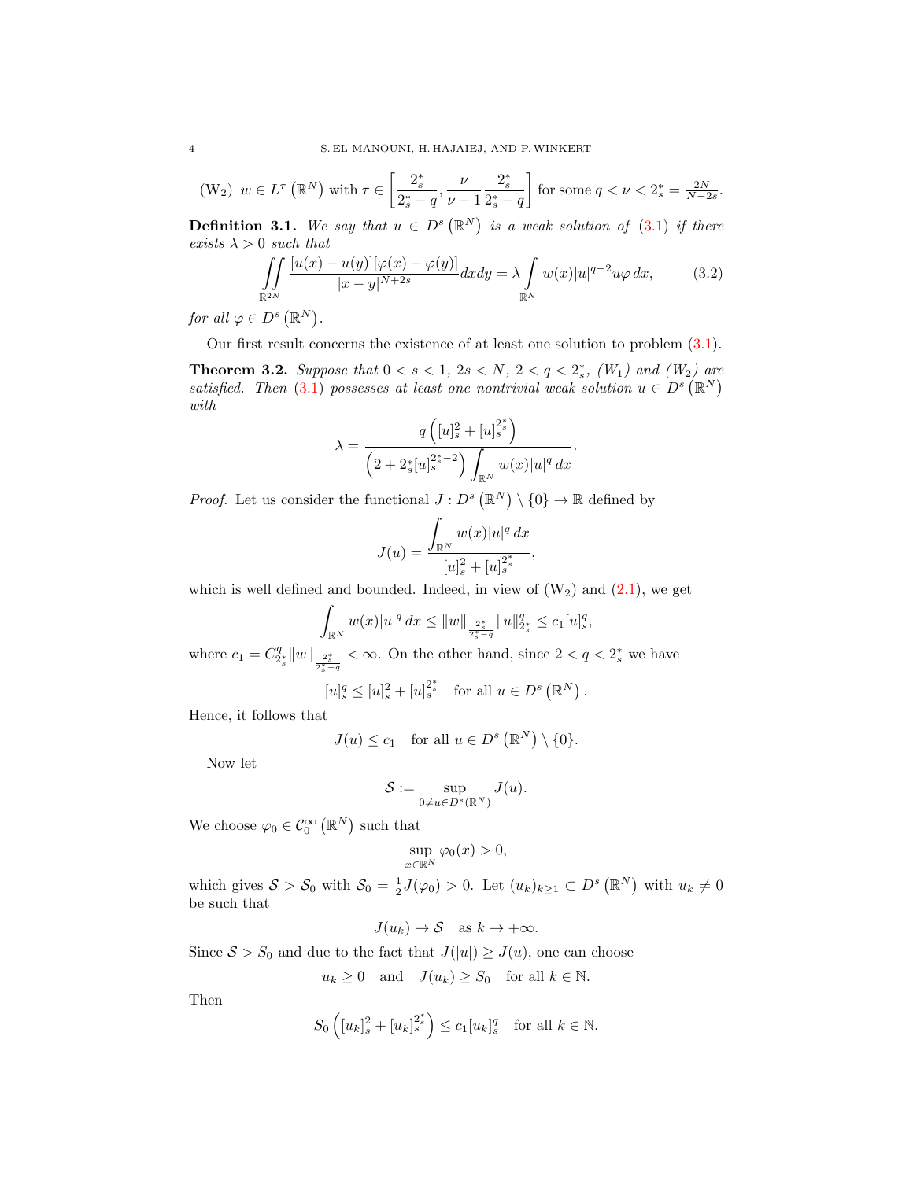(W$_2$) $w \in L^\tau(\mathbb{R}^N)$ with $\tau \in \left[\dfrac{2_s^*}{2_s^*-q}, \dfrac{\nu}{\nu-1}\dfrac{2_s^*}{2_s^*-q}\right]$ for some $q < \nu < 2_s^* = \frac{2N}{N-2s}$.

**Definition 3.1.** *We say that $u \in D^s(\mathbb{R}^N)$ is a weak solution of (3.1) if there exists $\lambda > 0$ such that*

$$\iint_{\mathbb{R}^{2N}} \frac{[u(x)-u(y)][\varphi(x)-\varphi(y)]}{|x-y|^{N+2s}} dxdy = \lambda \int_{\mathbb{R}^N} w(x)|u|^{q-2}u\varphi \, dx, \tag{3.2}$$

*for all $\varphi \in D^s(\mathbb{R}^N)$.*

Our first result concerns the existence of at least one solution to problem (3.1).

**Theorem 3.2.** *Suppose that $0 < s < 1$, $2s < N$, $2 < q < 2_s^*$, (W$_1$) and (W$_2$) are satisfied. Then (3.1) possesses at least one nontrivial weak solution $u \in D^s(\mathbb{R}^N)$ with*

$$\lambda = \frac{q\left([u]_s^2 + [u]_s^{2_s^*}\right)}{\left(2 + 2_s^*[u]_s^{2_s^*-2}\right)\displaystyle\int_{\mathbb{R}^N} w(x)|u|^q \, dx}.$$

*Proof.* Let us consider the functional $J : D^s(\mathbb{R}^N) \setminus \{0\} \to \mathbb{R}$ defined by

$$J(u) = \frac{\displaystyle\int_{\mathbb{R}^N} w(x)|u|^q \, dx}{[u]_s^2 + [u]_s^{2_s^*}},$$

which is well defined and bounded. Indeed, in view of (W$_2$) and (2.1), we get

$$\int_{\mathbb{R}^N} w(x)|u|^q \, dx \le \|w\|_{\frac{2_s^*}{2_s^*-q}} \|u\|_{2_s^*}^q \le c_1[u]_s^q,$$

where $c_1 = C_{2_s^*}^q \|w\|_{\frac{2_s^*}{2_s^*-q}} < \infty$. On the other hand, since $2 < q < 2_s^*$ we have

$$[u]_s^q \le [u]_s^2 + [u]_s^{2_s^*} \quad \text{for all } u \in D^s(\mathbb{R}^N).$$

Hence, it follows that

$$J(u) \le c_1 \quad \text{for all } u \in D^s(\mathbb{R}^N) \setminus \{0\}.$$

Now let

$$\mathcal{S} := \sup_{0 \neq u \in D^s(\mathbb{R}^N)} J(u).$$

We choose $\varphi_0 \in \mathcal{C}_0^\infty(\mathbb{R}^N)$ such that

$$\sup_{x \in \mathbb{R}^N} \varphi_0(x) > 0,$$

which gives $\mathcal{S} > \mathcal{S}_0$ with $\mathcal{S}_0 = \frac{1}{2}J(\varphi_0) > 0$. Let $(u_k)_{k \ge 1} \subset D^s(\mathbb{R}^N)$ with $u_k \neq 0$ be such that

$$J(u_k) \to \mathcal{S} \quad \text{as } k \to +\infty.$$

Since $\mathcal{S} > S_0$ and due to the fact that $J(|u|) \ge J(u)$, one can choose

$$u_k \ge 0 \quad \text{and} \quad J(u_k) \ge S_0 \quad \text{for all } k \in \mathbb{N}.$$

Then

$$S_0\left([u_k]_s^2 + [u_k]_s^{2_s^*}\right) \le c_1[u_k]_s^q \quad \text{for all } k \in \mathbb{N}.$$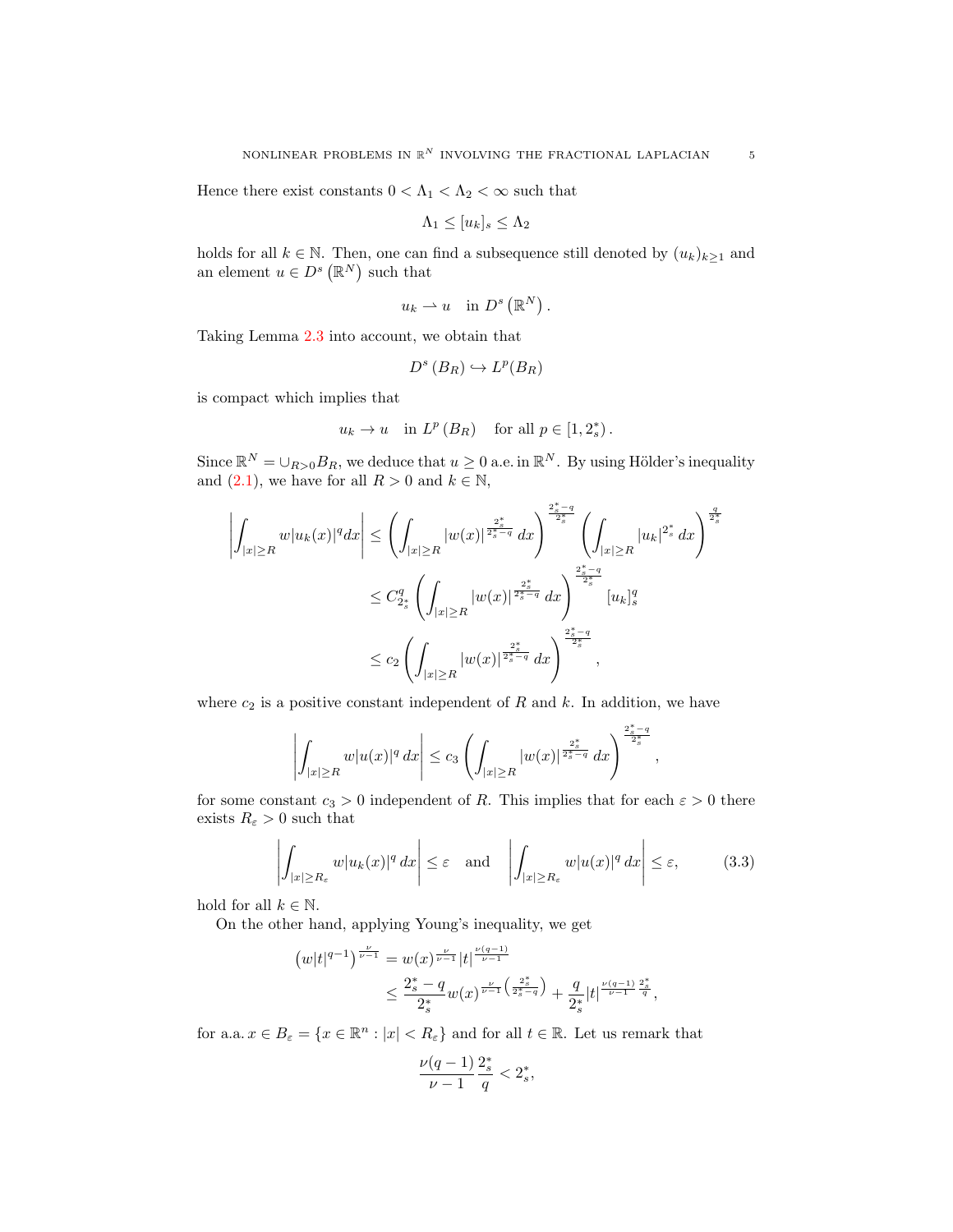Hence there exist constants $0 < \Lambda_1 < \Lambda_2 < \infty$ such that

$$\Lambda_1 \leq [u_k]_s \leq \Lambda_2$$

holds for all $k \in \mathbb{N}$. Then, one can find a subsequence still denoted by $(u_k)_{k\geq 1}$ and an element $u \in D^s(\mathbb{R}^N)$ such that

$$u_k \rightharpoonup u \quad \text{in } D^s(\mathbb{R}^N).$$

Taking Lemma 2.3 into account, we obtain that

$$D^s(B_R) \hookrightarrow L^p(B_R)$$

is compact which implies that

$$u_k \to u \quad \text{in } L^p(B_R) \quad \text{for all } p \in [1, 2_s^*).$$

Since $\mathbb{R}^N = \cup_{R>0} B_R$, we deduce that $u \geq 0$ a.e. in $\mathbb{R}^N$. By using Hölder's inequality and (2.1), we have for all $R > 0$ and $k \in \mathbb{N}$,

$$\begin{aligned}
\left| \int_{|x|\geq R} w|u_k(x)|^q dx \right| &\leq \left( \int_{|x|\geq R} |w(x)|^{\frac{2_s^*}{2_s^*-q}} \, dx \right)^{\frac{2_s^*-q}{2_s^*}} \left( \int_{|x|\geq R} |u_k|^{2_s^*} \, dx \right)^{\frac{q}{2_s^*}} \\
&\leq C_{2_s^*}^q \left( \int_{|x|\geq R} |w(x)|^{\frac{2_s^*}{2_s^*-q}} \, dx \right)^{\frac{2_s^*-q}{2_s^*}} [u_k]_s^q \\
&\leq c_2 \left( \int_{|x|\geq R} |w(x)|^{\frac{2_s^*}{2_s^*-q}} \, dx \right)^{\frac{2_s^*-q}{2_s^*}},
\end{aligned}$$

where $c_2$ is a positive constant independent of $R$ and $k$. In addition, we have

$$\left| \int_{|x|\geq R} w|u(x)|^q \, dx \right| \leq c_3 \left( \int_{|x|\geq R} |w(x)|^{\frac{2_s^*}{2_s^*-q}} \, dx \right)^{\frac{2_s^*-q}{2_s^*}},$$

for some constant $c_3 > 0$ independent of $R$. This implies that for each $\varepsilon > 0$ there exists $R_\varepsilon > 0$ such that

$$\left| \int_{|x|\geq R_\varepsilon} w|u_k(x)|^q \, dx \right| \leq \varepsilon \quad \text{and} \quad \left| \int_{|x|\geq R_\varepsilon} w|u(x)|^q \, dx \right| \leq \varepsilon, \tag{3.3}$$

hold for all $k \in \mathbb{N}$.

On the other hand, applying Young's inequality, we get

$$\begin{aligned}
\left( w|t|^{q-1} \right)^{\frac{\nu}{\nu-1}} &= w(x)^{\frac{\nu}{\nu-1}} |t|^{\frac{\nu(q-1)}{\nu-1}} \\
&\leq \frac{2_s^* - q}{2_s^*} w(x)^{\frac{\nu}{\nu-1}\left(\frac{2_s^*}{2_s^*-q}\right)} + \frac{q}{2_s^*} |t|^{\frac{\nu(q-1)}{\nu-1}\frac{2_s^*}{q}},
\end{aligned}$$

for a.a. $x \in B_\varepsilon = \{x \in \mathbb{R}^n : |x| < R_\varepsilon\}$ and for all $t \in \mathbb{R}$. Let us remark that

$$\frac{\nu(q-1)}{\nu-1} \frac{2_s^*}{q} < 2_s^*,$$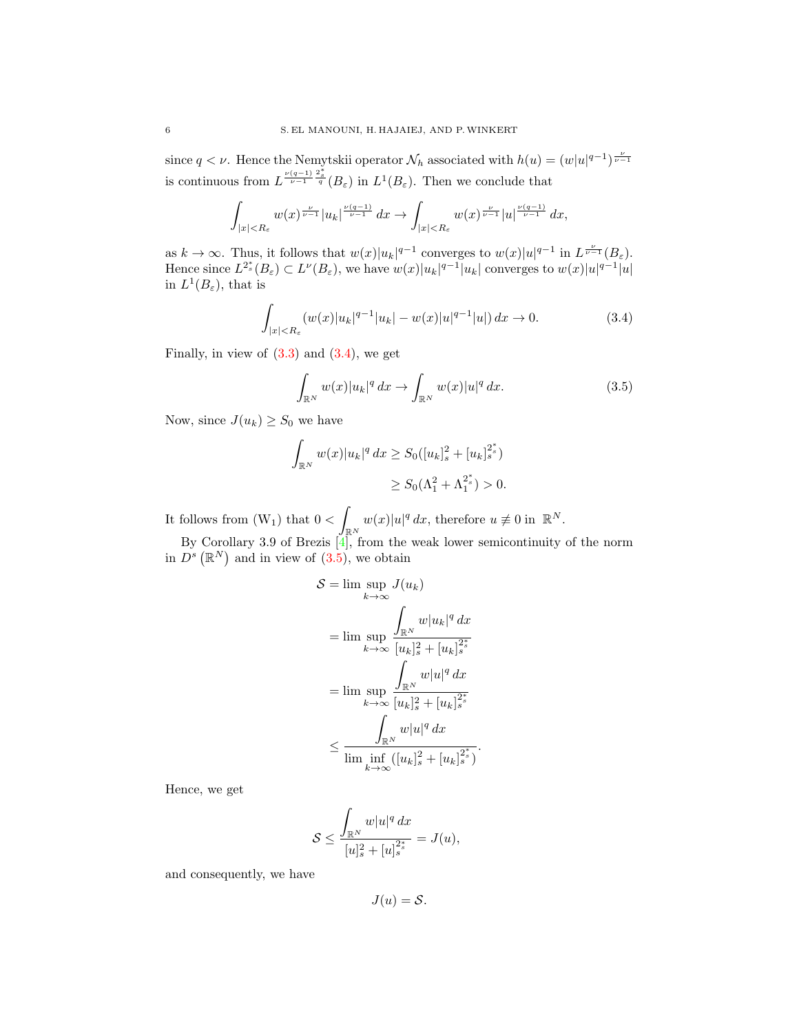since $q < \nu$. Hence the Nemytskii operator $\mathcal{N}_h$ associated with $h(u) = (w|u|^{q-1})^{\frac{\nu}{\nu-1}}$ is continuous from $L^{\frac{\nu(q-1)}{\nu-1}\frac{2_s^*}{q}}(B_\varepsilon)$ in $L^1(B_\varepsilon)$. Then we conclude that

$$\int_{|x|<R_\varepsilon} w(x)^{\frac{\nu}{\nu-1}} |u_k|^{\frac{\nu(q-1)}{\nu-1}}\, dx \to \int_{|x|<R_\varepsilon} w(x)^{\frac{\nu}{\nu-1}} |u|^{\frac{\nu(q-1)}{\nu-1}}\, dx,$$

as $k \to \infty$. Thus, it follows that $w(x)|u_k|^{q-1}$ converges to $w(x)|u|^{q-1}$ in $L^{\frac{\nu}{\nu-1}}(B_\varepsilon)$. Hence since $L^{2_s^*}(B_\varepsilon) \subset L^\nu(B_\varepsilon)$, we have $w(x)|u_k|^{q-1}|u_k|$ converges to $w(x)|u|^{q-1}|u|$ in $L^1(B_\varepsilon)$, that is

$$\int_{|x|<R_\varepsilon} \left(w(x)|u_k|^{q-1}|u_k| - w(x)|u|^{q-1}|u|\right) dx \to 0. \tag{3.4}$$

Finally, in view of (3.3) and (3.4), we get

$$\int_{\mathbb{R}^N} w(x)|u_k|^q\, dx \to \int_{\mathbb{R}^N} w(x)|u|^q\, dx. \tag{3.5}$$

Now, since $J(u_k) \geq S_0$ we have

$$\begin{aligned}
\int_{\mathbb{R}^N} w(x)|u_k|^q\, dx &\geq S_0([u_k]_s^2 + [u_k]_s^{2_s^*}) \\
&\geq S_0(\Lambda_1^2 + \Lambda_1^{2_s^*}) > 0.
\end{aligned}$$

It follows from $(\mathrm{W}_1)$ that $0 < \displaystyle\int_{\mathbb{R}^N} w(x)|u|^q\, dx$, therefore $u \not\equiv 0$ in $\mathbb{R}^N$.

By Corollary 3.9 of Brezis [4], from the weak lower semicontinuity of the norm in $D^s(\mathbb{R}^N)$ and in view of (3.5), we obtain

$$\begin{aligned}
\mathcal{S} &= \limsup_{k\to\infty} J(u_k) \\
&= \limsup_{k\to\infty} \frac{\displaystyle\int_{\mathbb{R}^N} w|u_k|^q\, dx}{[u_k]_s^2 + [u_k]_s^{2_s^*}} \\
&= \limsup_{k\to\infty} \frac{\displaystyle\int_{\mathbb{R}^N} w|u|^q\, dx}{[u_k]_s^2 + [u_k]_s^{2_s^*}} \\
&\leq \frac{\displaystyle\int_{\mathbb{R}^N} w|u|^q\, dx}{\liminf\limits_{k\to\infty}([u_k]_s^2 + [u_k]_s^{2_s^*})}.
\end{aligned}$$

Hence, we get

$$\mathcal{S} \leq \frac{\displaystyle\int_{\mathbb{R}^N} w|u|^q\, dx}{[u]_s^2 + [u]_s^{2_s^*}} = J(u),$$

and consequently, we have

$$J(u) = \mathcal{S}.$$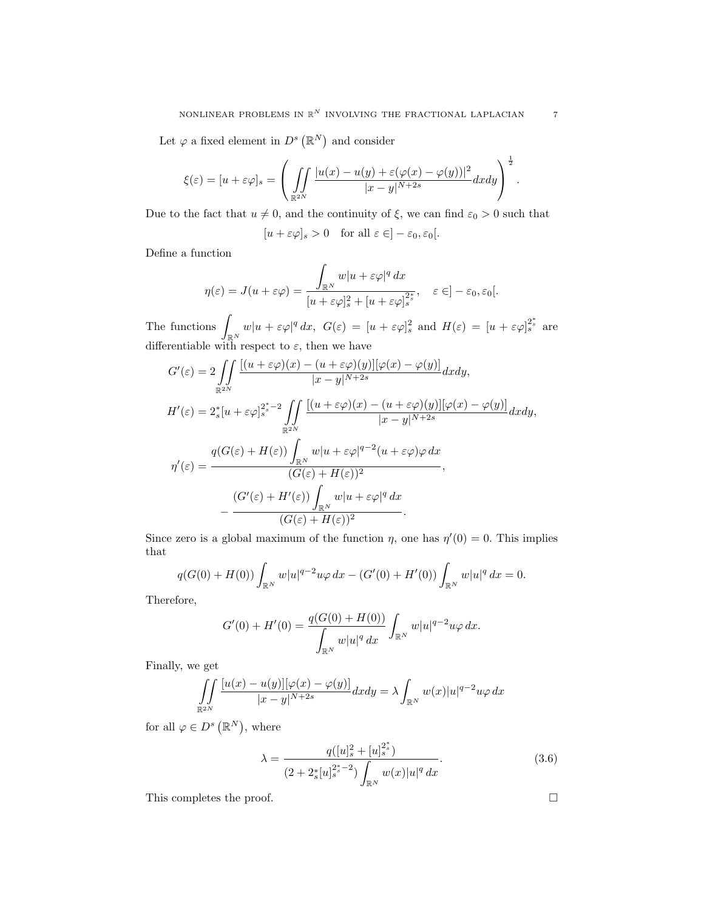Let $\varphi$ a fixed element in $D^s\left(\mathbb{R}^N\right)$ and consider

$$\xi(\varepsilon)=[u+\varepsilon\varphi]_s=\left(\iint\limits_{\mathbb{R}^{2N}}\frac{|u(x)-u(y)+\varepsilon(\varphi(x)-\varphi(y))|^2}{|x-y|^{N+2s}}dxdy\right)^{\frac{1}{2}}.$$

Due to the fact that $u\neq 0$, and the continuity of $\xi$, we can find $\varepsilon_0>0$ such that

$$[u+\varepsilon\varphi]_s>0\quad\text{for all }\varepsilon\in]-\varepsilon_0,\varepsilon_0[.$$

Define a function

$$\eta(\varepsilon)=J(u+\varepsilon\varphi)=\frac{\displaystyle\int_{\mathbb{R}^N}w|u+\varepsilon\varphi|^q\,dx}{[u+\varepsilon\varphi]_s^2+[u+\varepsilon\varphi]_s^{2_s^*}},\quad\varepsilon\in]-\varepsilon_0,\varepsilon_0[.$$

The functions $\displaystyle\int_{\mathbb{R}^N}w|u+\varepsilon\varphi|^q\,dx$, $G(\varepsilon)=[u+\varepsilon\varphi]_s^2$ and $H(\varepsilon)=[u+\varepsilon\varphi]_s^{2_s^*}$ are differentiable with respect to $\varepsilon$, then we have

$$G'(\varepsilon)=2\iint\limits_{\mathbb{R}^{2N}}\frac{[(u+\varepsilon\varphi)(x)-(u+\varepsilon\varphi)(y)][\varphi(x)-\varphi(y)]}{|x-y|^{N+2s}}dxdy,$$

$$H'(\varepsilon)=2_s^*[u+\varepsilon\varphi]_s^{2_s^*-2}\iint\limits_{\mathbb{R}^{2N}}\frac{[(u+\varepsilon\varphi)(x)-(u+\varepsilon\varphi)(y)][\varphi(x)-\varphi(y)]}{|x-y|^{N+2s}}dxdy,$$

$$\eta'(\varepsilon)=\frac{q(G(\varepsilon)+H(\varepsilon))\displaystyle\int_{\mathbb{R}^N}w|u+\varepsilon\varphi|^{q-2}(u+\varepsilon\varphi)\varphi\,dx}{(G(\varepsilon)+H(\varepsilon))^2},$$
$$-\frac{(G'(\varepsilon)+H'(\varepsilon))\displaystyle\int_{\mathbb{R}^N}w|u+\varepsilon\varphi|^q\,dx}{(G(\varepsilon)+H(\varepsilon))^2}.$$

Since zero is a global maximum of the function $\eta$, one has $\eta'(0)=0$. This implies that

$$q(G(0)+H(0))\int_{\mathbb{R}^N}w|u|^{q-2}u\varphi\,dx-(G'(0)+H'(0))\int_{\mathbb{R}^N}w|u|^q\,dx=0.$$

Therefore,

$$G'(0)+H'(0)=\frac{q(G(0)+H(0))}{\displaystyle\int_{\mathbb{R}^N}w|u|^q\,dx}\int_{\mathbb{R}^N}w|u|^{q-2}u\varphi\,dx.$$

Finally, we get

$$\iint\limits_{\mathbb{R}^{2N}}\frac{[u(x)-u(y)][\varphi(x)-\varphi(y)]}{|x-y|^{N+2s}}dxdy=\lambda\int_{\mathbb{R}^N}w(x)|u|^{q-2}u\varphi\,dx$$

for all $\varphi\in D^s\left(\mathbb{R}^N\right)$, where

$$\lambda=\frac{q([u]_s^2+[u]_s^{2_s^*})}{(2+2_s^*[u]_s^{2_s^*-2})\displaystyle\int_{\mathbb{R}^N}w(x)|u|^q\,dx}.\tag{3.6}$$

This completes the proof. $\square$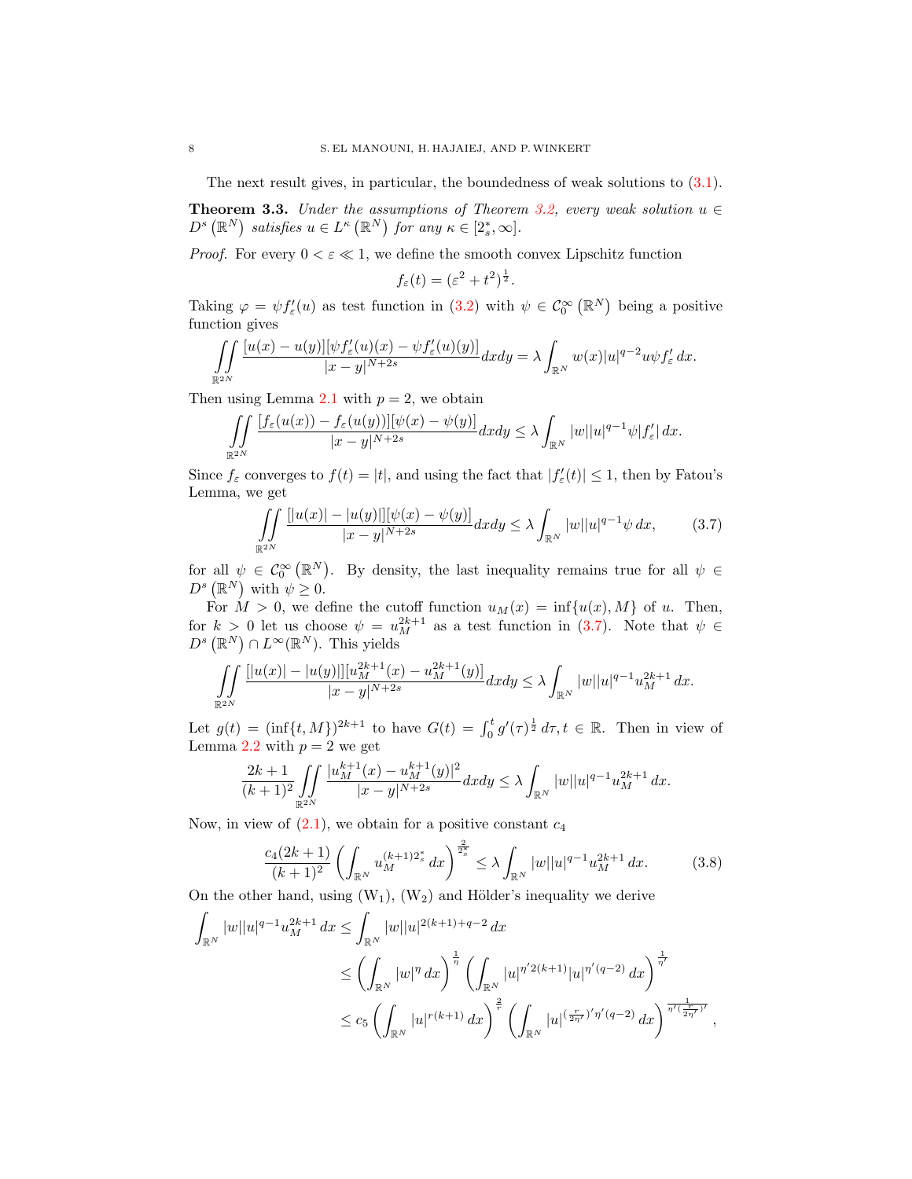The next result gives, in particular, the boundedness of weak solutions to (3.1).

**Theorem 3.3.** *Under the assumptions of Theorem 3.2, every weak solution $u \in D^s(\mathbb{R}^N)$ satisfies $u \in L^\kappa(\mathbb{R}^N)$ for any $\kappa \in [2_s^*, \infty]$.*

*Proof.* For every $0 < \varepsilon \ll 1$, we define the smooth convex Lipschitz function

$$f_\varepsilon(t) = (\varepsilon^2 + t^2)^{\frac{1}{2}}.$$

Taking $\varphi = \psi f_\varepsilon'(u)$ as test function in (3.2) with $\psi \in \mathcal{C}_0^\infty(\mathbb{R}^N)$ being a positive function gives

$$\iint\limits_{\mathbb{R}^{2N}} \frac{[u(x) - u(y)][\psi f_\varepsilon'(u)(x) - \psi f_\varepsilon'(u)(y)]}{|x-y|^{N+2s}} dxdy = \lambda \int_{\mathbb{R}^N} w(x)|u|^{q-2}u\psi f_\varepsilon' \, dx.$$

Then using Lemma 2.1 with $p = 2$, we obtain

$$\iint\limits_{\mathbb{R}^{2N}} \frac{[f_\varepsilon(u(x)) - f_\varepsilon(u(y))][\psi(x) - \psi(y)]}{|x-y|^{N+2s}} dxdy \le \lambda \int_{\mathbb{R}^N} |w||u|^{q-1}\psi |f_\varepsilon'| \, dx.$$

Since $f_\varepsilon$ converges to $f(t) = |t|$, and using the fact that $|f_\varepsilon'(t)| \le 1$, then by Fatou's Lemma, we get

$$\iint\limits_{\mathbb{R}^{2N}} \frac{[|u(x)| - |u(y)|][\psi(x) - \psi(y)]}{|x-y|^{N+2s}} dxdy \le \lambda \int_{\mathbb{R}^N} |w||u|^{q-1}\psi \, dx, \tag{3.7}$$

for all $\psi \in \mathcal{C}_0^\infty(\mathbb{R}^N)$. By density, the last inequality remains true for all $\psi \in D^s(\mathbb{R}^N)$ with $\psi \ge 0$.

For $M > 0$, we define the cutoff function $u_M(x) = \inf\{u(x), M\}$ of $u$. Then, for $k > 0$ let us choose $\psi = u_M^{2k+1}$ as a test function in (3.7). Note that $\psi \in D^s(\mathbb{R}^N) \cap L^\infty(\mathbb{R}^N)$. This yields

$$\iint\limits_{\mathbb{R}^{2N}} \frac{[|u(x)| - |u(y)|][u_M^{2k+1}(x) - u_M^{2k+1}(y)]}{|x-y|^{N+2s}} dxdy \le \lambda \int_{\mathbb{R}^N} |w||u|^{q-1}u_M^{2k+1} \, dx.$$

Let $g(t) = (\inf\{t, M\})^{2k+1}$ to have $G(t) = \int_0^t g'(\tau)^{\frac{1}{2}} \, d\tau, t \in \mathbb{R}$. Then in view of Lemma 2.2 with $p = 2$ we get

$$\frac{2k+1}{(k+1)^2} \iint\limits_{\mathbb{R}^{2N}} \frac{|u_M^{k+1}(x) - u_M^{k+1}(y)|^2}{|x-y|^{N+2s}} dxdy \le \lambda \int_{\mathbb{R}^N} |w||u|^{q-1}u_M^{2k+1} \, dx.$$

Now, in view of (2.1), we obtain for a positive constant $c_4$

$$\frac{c_4(2k+1)}{(k+1)^2} \left( \int_{\mathbb{R}^N} u_M^{(k+1)2_s^*} \, dx \right)^{\frac{2}{2_s^*}} \le \lambda \int_{\mathbb{R}^N} |w||u|^{q-1}u_M^{2k+1} \, dx. \tag{3.8}$$

On the other hand, using $(W_1)$, $(W_2)$ and Hölder's inequality we derive

$$\begin{aligned}
\int_{\mathbb{R}^N} |w||u|^{q-1}u_M^{2k+1} \, dx &\le \int_{\mathbb{R}^N} |w||u|^{2(k+1)+q-2} \, dx \\
&\le \left( \int_{\mathbb{R}^N} |w|^\eta \, dx \right)^{\frac{1}{\eta}} \left( \int_{\mathbb{R}^N} |u|^{\eta' 2(k+1)} |u|^{\eta'(q-2)} \, dx \right)^{\frac{1}{\eta'}} \\
&\le c_5 \left( \int_{\mathbb{R}^N} |u|^{r(k+1)} \, dx \right)^{\frac{2}{r}} \left( \int_{\mathbb{R}^N} |u|^{(\frac{r}{2\eta'})'\eta'(q-2)} \, dx \right)^{\frac{1}{\eta'(\frac{r}{2\eta'})'}},
\end{aligned}$$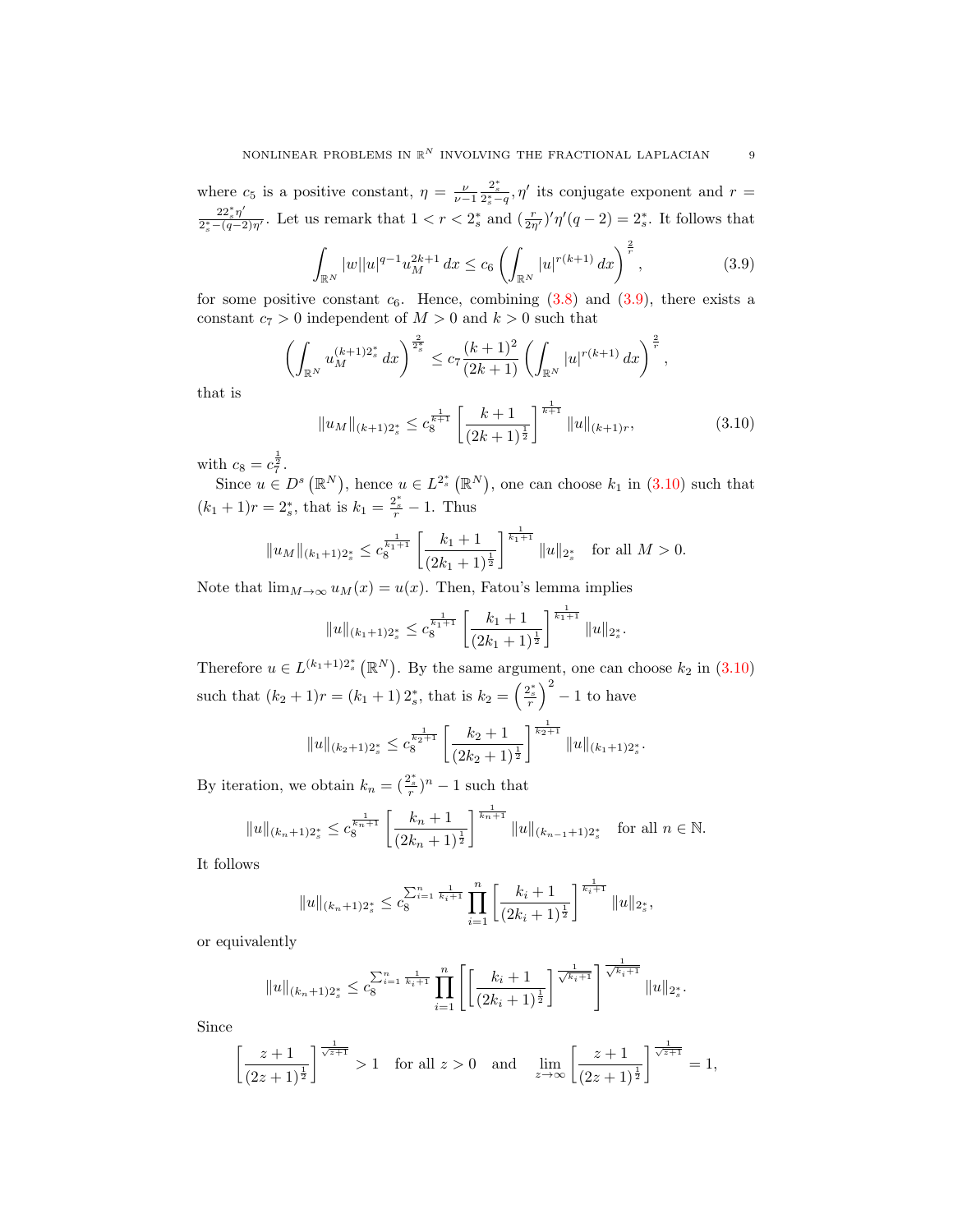where $c_5$ is a positive constant, $\eta = \frac{\nu}{\nu-1}\frac{2_s^*}{2_s^*-q}$, $\eta'$ its conjugate exponent and $r = \frac{22_s^*\eta'}{2_s^*-(q-2)\eta'}$. Let us remark that $1 < r < 2_s^*$ and $(\frac{r}{2\eta'})'\eta'(q-2) = 2_s^*$. It follows that

$$\int_{\mathbb{R}^N} |w||u|^{q-1}u_M^{2k+1}\,dx \le c_6 \left(\int_{\mathbb{R}^N} |u|^{r(k+1)}\,dx\right)^{\frac{2}{r}}, \tag{3.9}$$

for some positive constant $c_6$. Hence, combining (3.8) and (3.9), there exists a constant $c_7 > 0$ independent of $M > 0$ and $k > 0$ such that

$$\left(\int_{\mathbb{R}^N} u_M^{(k+1)2_s^*}\,dx\right)^{\frac{2}{2_s^*}} \le c_7 \frac{(k+1)^2}{(2k+1)} \left(\int_{\mathbb{R}^N} |u|^{r(k+1)}\,dx\right)^{\frac{2}{r}},$$

that is

$$\|u_M\|_{(k+1)2_s^*} \le c_8^{\frac{1}{k+1}} \left[\frac{k+1}{(2k+1)^{\frac{1}{2}}}\right]^{\frac{1}{k+1}} \|u\|_{(k+1)r}, \tag{3.10}$$

with $c_8 = c_7^{\frac{1}{2}}$.

Since $u \in D^s(\mathbb{R}^N)$, hence $u \in L^{2_s^*}(\mathbb{R}^N)$, one can choose $k_1$ in (3.10) such that $(k_1+1)r = 2_s^*$, that is $k_1 = \frac{2_s^*}{r} - 1$. Thus

$$\|u_M\|_{(k_1+1)2_s^*} \le c_8^{\frac{1}{k_1+1}} \left[\frac{k_1+1}{(2k_1+1)^{\frac{1}{2}}}\right]^{\frac{1}{k_1+1}} \|u\|_{2_s^*} \quad \text{for all } M > 0.$$

Note that $\lim_{M\to\infty} u_M(x) = u(x)$. Then, Fatou's lemma implies

$$\|u\|_{(k_1+1)2_s^*} \le c_8^{\frac{1}{k_1+1}} \left[\frac{k_1+1}{(2k_1+1)^{\frac{1}{2}}}\right]^{\frac{1}{k_1+1}} \|u\|_{2_s^*}.$$

Therefore $u \in L^{(k_1+1)2_s^*}(\mathbb{R}^N)$. By the same argument, one can choose $k_2$ in (3.10) such that $(k_2+1)r = (k_1+1)\,2_s^*$, that is $k_2 = \left(\frac{2_s^*}{r}\right)^2 - 1$ to have

$$\|u\|_{(k_2+1)2_s^*} \le c_8^{\frac{1}{k_2+1}} \left[\frac{k_2+1}{(2k_2+1)^{\frac{1}{2}}}\right]^{\frac{1}{k_2+1}} \|u\|_{(k_1+1)2_s^*}.$$

By iteration, we obtain $k_n = (\frac{2_s^*}{r})^n - 1$ such that

$$\|u\|_{(k_n+1)2_s^*} \le c_8^{\frac{1}{k_n+1}} \left[\frac{k_n+1}{(2k_n+1)^{\frac{1}{2}}}\right]^{\frac{1}{k_n+1}} \|u\|_{(k_{n-1}+1)2_s^*} \quad \text{for all } n \in \mathbb{N}.$$

It follows

$$\|u\|_{(k_n+1)2_s^*} \le c_8^{\sum_{i=1}^n \frac{1}{k_i+1}} \prod_{i=1}^n \left[\frac{k_i+1}{(2k_i+1)^{\frac{1}{2}}}\right]^{\frac{1}{k_i+1}} \|u\|_{2_s^*},$$

or equivalently

$$\|u\|_{(k_n+1)2_s^*} \le c_8^{\sum_{i=1}^n \frac{1}{k_i+1}} \prod_{i=1}^n \left[\left[\frac{k_i+1}{(2k_i+1)^{\frac{1}{2}}}\right]^{\frac{1}{\sqrt{k_i+1}}}\right]^{\frac{1}{\sqrt{k_i+1}}} \|u\|_{2_s^*}.$$

Since

$$\left[\frac{z+1}{(2z+1)^{\frac{1}{2}}}\right]^{\frac{1}{\sqrt{z+1}}} > 1 \quad \text{for all } z > 0 \quad \text{and} \quad \lim_{z\to\infty} \left[\frac{z+1}{(2z+1)^{\frac{1}{2}}}\right]^{\frac{1}{\sqrt{z+1}}} = 1,$$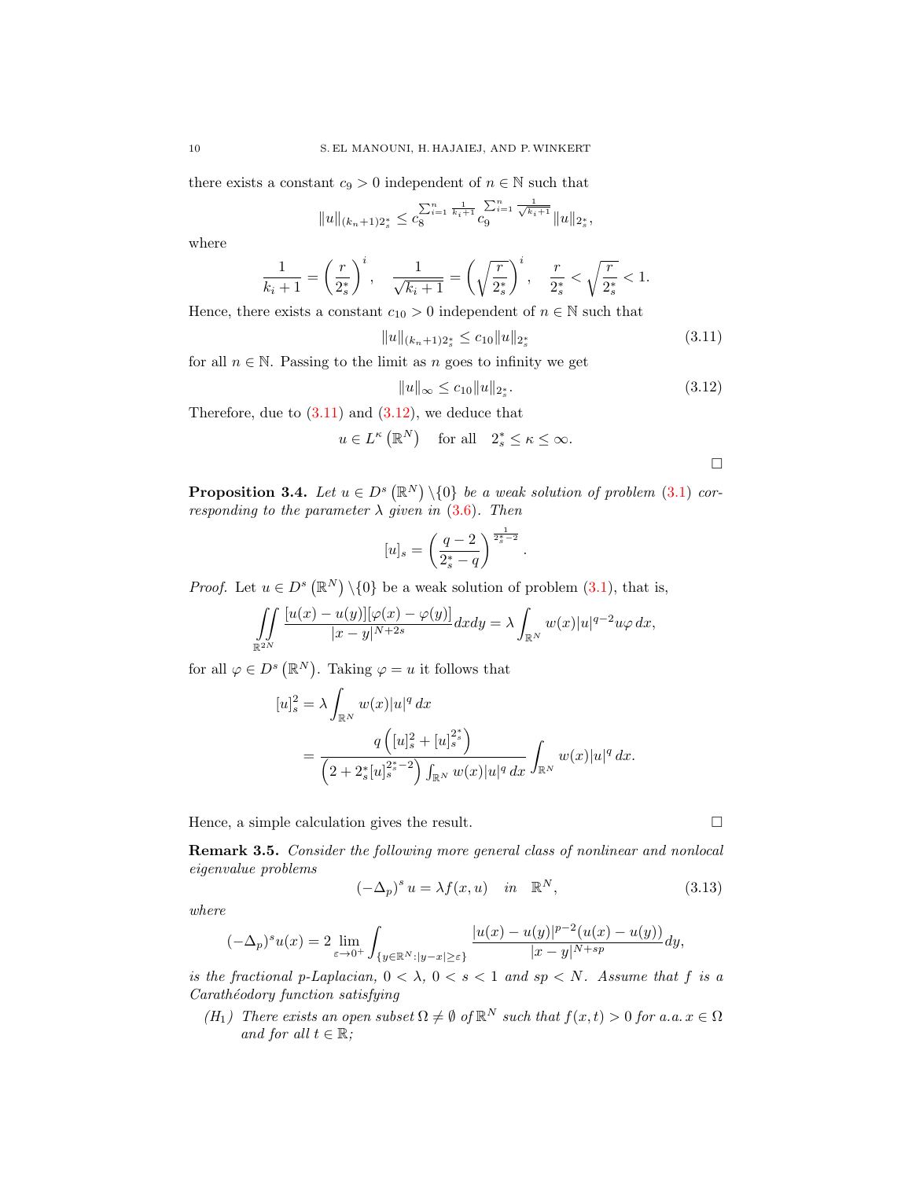there exists a constant $c_9 > 0$ independent of $n \in \mathbb{N}$ such that

$$\|u\|_{(k_n+1)2_s^*} \le c_8^{\sum_{i=1}^n \frac{1}{k_i+1}} c_9^{\sum_{i=1}^n \frac{1}{\sqrt{k_i+1}}} \|u\|_{2_s^*},$$

where

$$\frac{1}{k_i+1} = \left(\frac{r}{2_s^*}\right)^i, \quad \frac{1}{\sqrt{k_i+1}} = \left(\sqrt{\frac{r}{2_s^*}}\right)^i, \quad \frac{r}{2_s^*} < \sqrt{\frac{r}{2_s^*}} < 1.$$

Hence, there exists a constant $c_{10} > 0$ independent of $n \in \mathbb{N}$ such that

$$\|u\|_{(k_n+1)2_s^*} \le c_{10} \|u\|_{2_s^*} \tag{3.11}$$

for all $n \in \mathbb{N}$. Passing to the limit as $n$ goes to infinity we get

$$\|u\|_\infty \le c_{10} \|u\|_{2_s^*}. \tag{3.12}$$

Therefore, due to (3.11) and (3.12), we deduce that

$$u \in L^\kappa\left(\mathbb{R}^N\right) \quad \text{for all} \quad 2_s^* \le \kappa \le \infty.$$

□

**Proposition 3.4.** *Let $u \in D^s\left(\mathbb{R}^N\right) \setminus \{0\}$ be a weak solution of problem (3.1) corresponding to the parameter $\lambda$ given in (3.6). Then*

$$[u]_s = \left(\frac{q-2}{2_s^* - q}\right)^{\frac{1}{2_s^*-2}}.$$

*Proof.* Let $u \in D^s\left(\mathbb{R}^N\right) \setminus \{0\}$ be a weak solution of problem (3.1), that is,

$$\iint\limits_{\mathbb{R}^{2N}} \frac{[u(x)-u(y)][\varphi(x)-\varphi(y)]}{|x-y|^{N+2s}} dx dy = \lambda \int_{\mathbb{R}^N} w(x)|u|^{q-2}u\varphi \, dx,$$

for all $\varphi \in D^s\left(\mathbb{R}^N\right)$. Taking $\varphi = u$ it follows that

$$\begin{aligned}
[u]_s^2 &= \lambda \int_{\mathbb{R}^N} w(x)|u|^q \, dx \\
&= \frac{q\left([u]_s^2 + [u]_s^{2_s^*}\right)}{\left(2 + 2_s^*[u]_s^{2_s^*-2}\right)\int_{\mathbb{R}^N} w(x)|u|^q \, dx} \int_{\mathbb{R}^N} w(x)|u|^q \, dx.
\end{aligned}$$

Hence, a simple calculation gives the result. □

**Remark 3.5.** *Consider the following more general class of nonlinear and nonlocal eigenvalue problems*

$$\left(-\Delta_p\right)^s u = \lambda f(x,u) \quad \text{in} \quad \mathbb{R}^N, \tag{3.13}$$

*where*

$$(-\Delta_p)^s u(x) = 2 \lim_{\varepsilon \to 0^+} \int_{\{y \in \mathbb{R}^N : |y-x| \ge \varepsilon\}} \frac{|u(x)-u(y)|^{p-2}(u(x)-u(y))}{|x-y|^{N+sp}} dy,$$

*is the fractional p-Laplacian, $0 < \lambda$, $0 < s < 1$ and $sp < N$. Assume that $f$ is a Carathéodory function satisfying*

- *$(H_1)$ There exists an open subset $\Omega \neq \emptyset$ of $\mathbb{R}^N$ such that $f(x,t) > 0$ for a.a. $x \in \Omega$ and for all $t \in \mathbb{R}$;*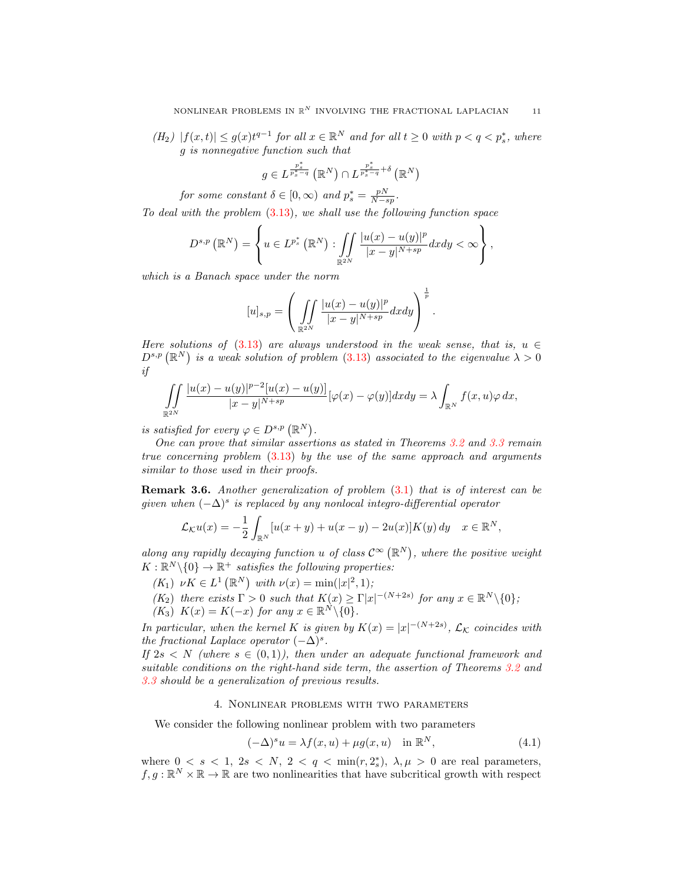*($H_2$)* $|f(x,t)| \leq g(x)t^{q-1}$ *for all* $x \in \mathbb{R}^N$ *and for all* $t \geq 0$ *with* $p < q < p_s^*$*, where* $g$ *is nonnegative function such that*

$$g \in L^{\frac{p_s^*}{p_s^*-q}}\left(\mathbb{R}^N\right) \cap L^{\frac{p_s^*}{p_s^*-q}+\delta}\left(\mathbb{R}^N\right)$$

*for some constant* $\delta \in [0,\infty)$ *and* $p_s^* = \frac{pN}{N-sp}$*.*

*To deal with the problem (3.13), we shall use the following function space*

$$D^{s,p}\left(\mathbb{R}^N\right) = \left\{ u \in L^{p_s^*}\left(\mathbb{R}^N\right) : \iint\limits_{\mathbb{R}^{2N}} \frac{|u(x)-u(y)|^p}{|x-y|^{N+sp}} dxdy < \infty \right\},$$

*which is a Banach space under the norm*

$$[u]_{s,p} = \left( \iint\limits_{\mathbb{R}^{2N}} \frac{|u(x)-u(y)|^p}{|x-y|^{N+sp}} dxdy \right)^{\frac{1}{p}}.$$

*Here solutions of (3.13) are always understood in the weak sense, that is,* $u \in D^{s,p}\left(\mathbb{R}^N\right)$ *is a weak solution of problem (3.13) associated to the eigenvalue* $\lambda > 0$ *if*

$$\iint\limits_{\mathbb{R}^{2N}} \frac{|u(x)-u(y)|^{p-2}[u(x)-u(y)]}{|x-y|^{N+sp}}[\varphi(x)-\varphi(y)]dxdy = \lambda \int_{\mathbb{R}^N} f(x,u)\varphi\, dx,$$

*is satisfied for every* $\varphi \in D^{s,p}\left(\mathbb{R}^N\right)$*.*

*One can prove that similar assertions as stated in Theorems 3.2 and 3.3 remain true concerning problem (3.13) by the use of the same approach and arguments similar to those used in their proofs.*

**Remark 3.6.** *Another generalization of problem (3.1) that is of interest can be given when* $(-\Delta)^s$ *is replaced by any nonlocal integro-differential operator*

$$\mathcal{L}_{\mathcal{K}} u(x) = -\frac{1}{2}\int_{\mathbb{R}^N} [u(x+y) + u(x-y) - 2u(x)]K(y)\, dy \quad x \in \mathbb{R}^N,$$

*along any rapidly decaying function* $u$ *of class* $\mathcal{C}^\infty\left(\mathbb{R}^N\right)$*, where the positive weight* $K : \mathbb{R}^N \backslash \{0\} \to \mathbb{R}^+$ *satisfies the following properties:*

*($K_1$)* $\nu K \in L^1\left(\mathbb{R}^N\right)$ *with* $\nu(x) = \min(|x|^2, 1)$*;*

*($K_2$) there exists* $\Gamma > 0$ *such that* $K(x) \geq \Gamma |x|^{-(N+2s)}$ *for any* $x \in \mathbb{R}^N \backslash \{0\}$*;*

*($K_3$)* $K(x) = K(-x)$ *for any* $x \in \mathbb{R}^N \backslash \{0\}$*.*

*In particular, when the kernel* $K$ *is given by* $K(x) = |x|^{-(N+2s)}$*,* $\mathcal{L}_{\mathcal{K}}$ *coincides with the fractional Laplace operator* $(-\Delta)^s$*.*

*If* $2s < N$ *(where* $s \in (0,1)$*), then under an adequate functional framework and suitable conditions on the right-hand side term, the assertion of Theorems 3.2 and 3.3 should be a generalization of previous results.*

## 4. Nonlinear problems with two parameters

We consider the following nonlinear problem with two parameters

$$(-\Delta)^s u = \lambda f(x,u) + \mu g(x,u) \quad \text{in } \mathbb{R}^N, \tag{4.1}$$

where $0 < s < 1$, $2s < N$, $2 < q < \min(r, 2_s^*)$, $\lambda, \mu > 0$ are real parameters, $f, g : \mathbb{R}^N \times \mathbb{R} \to \mathbb{R}$ are two nonlinearities that have subcritical growth with respect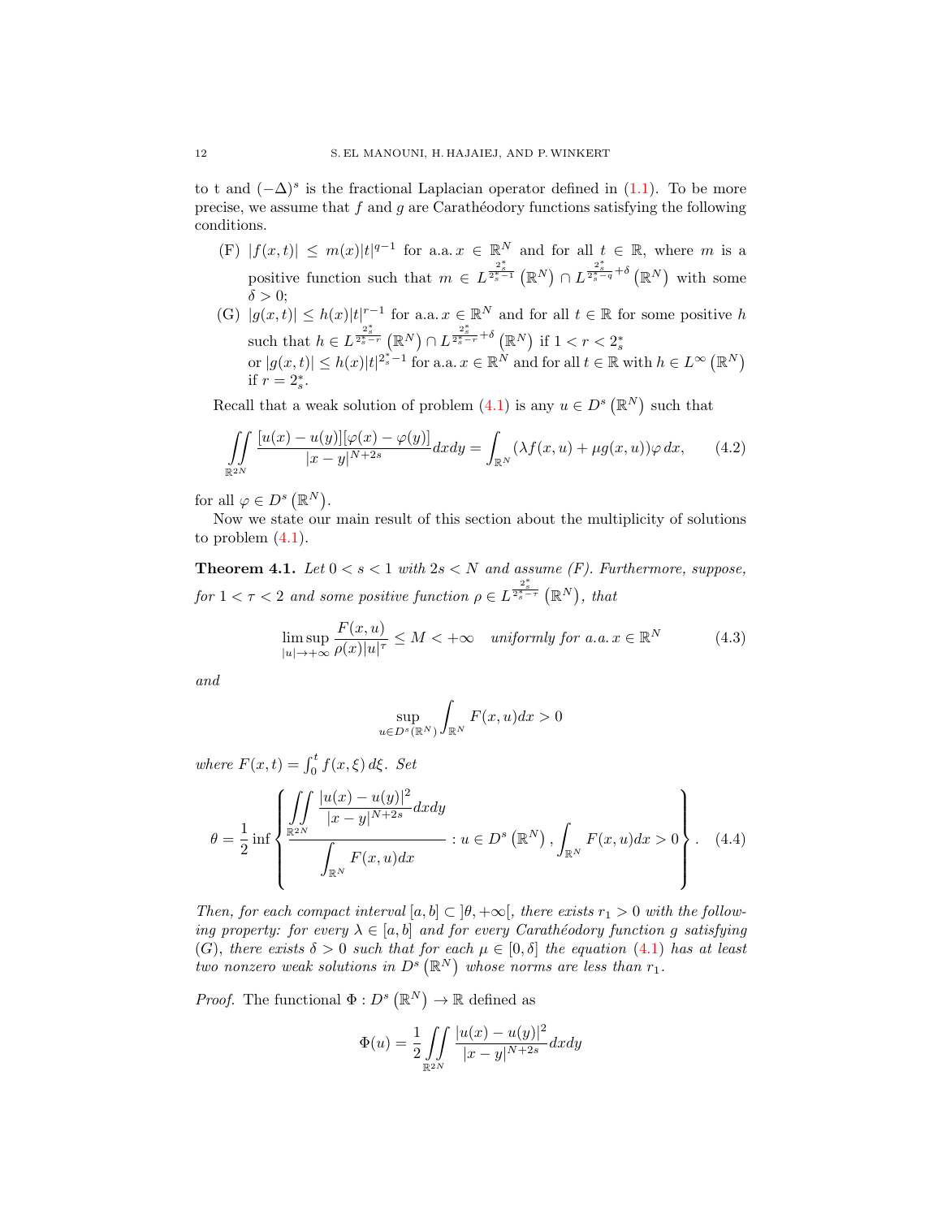to t and $(-\Delta)^s$ is the fractional Laplacian operator defined in (1.1). To be more precise, we assume that $f$ and $g$ are Carathéodory functions satisfying the following conditions.

- (F) $|f(x,t)| \leq m(x)|t|^{q-1}$ for a.a. $x \in \mathbb{R}^N$ and for all $t \in \mathbb{R}$, where $m$ is a positive function such that $m \in L^{\frac{2_s^*}{2_s^*-1}}(\mathbb{R}^N) \cap L^{\frac{2_s^*}{2_s^*-q}+\delta}(\mathbb{R}^N)$ with some $\delta > 0$;
- (G) $|g(x,t)| \leq h(x)|t|^{r-1}$ for a.a. $x \in \mathbb{R}^N$ and for all $t \in \mathbb{R}$ for some positive $h$ such that $h \in L^{\frac{2_s^*}{2_s^*-r}}(\mathbb{R}^N) \cap L^{\frac{2_s^*}{2_s^*-r}+\delta}(\mathbb{R}^N)$ if $1 < r < 2_s^*$ or $|g(x,t)| \leq h(x)|t|^{2_s^*-1}$ for a.a. $x \in \mathbb{R}^N$ and for all $t \in \mathbb{R}$ with $h \in L^\infty(\mathbb{R}^N)$ if $r = 2_s^*$.

Recall that a weak solution of problem (4.1) is any $u \in D^s(\mathbb{R}^N)$ such that

$$\iint\limits_{\mathbb{R}^{2N}} \frac{[u(x)-u(y)][\varphi(x)-\varphi(y)]}{|x-y|^{N+2s}}dxdy = \int_{\mathbb{R}^N} (\lambda f(x,u) + \mu g(x,u))\varphi \, dx, \tag{4.2}$$

for all $\varphi \in D^s(\mathbb{R}^N)$.

Now we state our main result of this section about the multiplicity of solutions to problem (4.1).

**Theorem 4.1.** *Let $0 < s < 1$ with $2s < N$ and assume (F). Furthermore, suppose, for $1 < \tau < 2$ and some positive function $\rho \in L^{\frac{2_s^*}{2_s^*-\tau}}(\mathbb{R}^N)$, that*

$$\limsup_{|u| \to +\infty} \frac{F(x,u)}{\rho(x)|u|^\tau} \leq M < +\infty \quad \textit{uniformly for a.a. } x \in \mathbb{R}^N \tag{4.3}$$

*and*

$$\sup_{u \in D^s(\mathbb{R}^N)} \int_{\mathbb{R}^N} F(x,u)dx > 0$$

*where $F(x,t) = \int_0^t f(x,\xi)\,d\xi$. Set*

$$\theta = \frac{1}{2} \inf \left\{ \frac{\displaystyle\iint\limits_{\mathbb{R}^{2N}} \frac{|u(x)-u(y)|^2}{|x-y|^{N+2s}}dxdy}{\displaystyle\int_{\mathbb{R}^N} F(x,u)dx} : u \in D^s(\mathbb{R}^N), \int_{\mathbb{R}^N} F(x,u)dx > 0 \right\}. \tag{4.4}$$

*Then, for each compact interval $[a,b] \subset ]\theta, +\infty[$, there exists $r_1 > 0$ with the following property: for every $\lambda \in [a,b]$ and for every Carathéodory function $g$ satisfying (G), there exists $\delta > 0$ such that for each $\mu \in [0,\delta]$ the equation (4.1) has at least two nonzero weak solutions in $D^s(\mathbb{R}^N)$ whose norms are less than $r_1$.*

*Proof.* The functional $\Phi : D^s(\mathbb{R}^N) \to \mathbb{R}$ defined as

$$\Phi(u) = \frac{1}{2} \iint\limits_{\mathbb{R}^{2N}} \frac{|u(x)-u(y)|^2}{|x-y|^{N+2s}}dxdy$$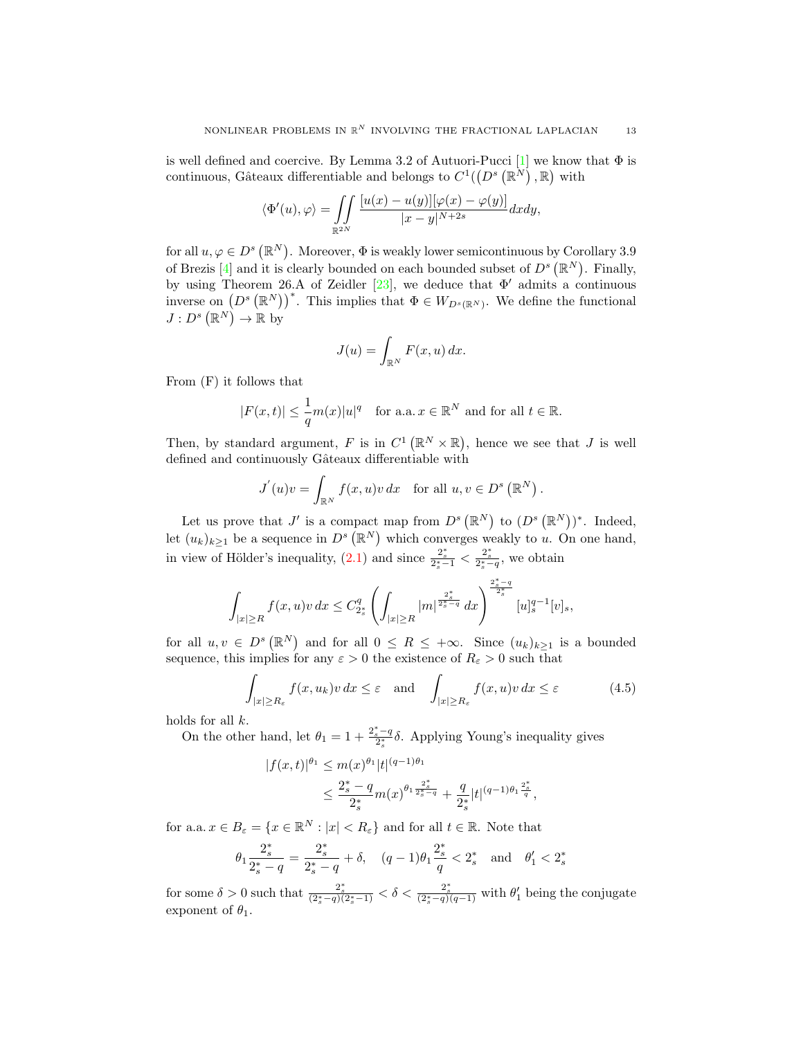is well defined and coercive. By Lemma 3.2 of Autuori-Pucci [1] we know that $\Phi$ is continuous, Gâteaux differentiable and belongs to $C^1(\left(D^s\left(\mathbb{R}^N\right), \mathbb{R}\right)$ with

$$\langle \Phi'(u), \varphi\rangle = \iint\limits_{\mathbb{R}^{2N}} \frac{[u(x)-u(y)][\varphi(x)-\varphi(y)]}{|x-y|^{N+2s}} dxdy,$$

for all $u, \varphi \in D^s\left(\mathbb{R}^N\right)$. Moreover, $\Phi$ is weakly lower semicontinuous by Corollary 3.9 of Brezis [4] and it is clearly bounded on each bounded subset of $D^s\left(\mathbb{R}^N\right)$. Finally, by using Theorem 26.A of Zeidler [23], we deduce that $\Phi'$ admits a continuous inverse on $\left(D^s\left(\mathbb{R}^N\right)\right)^*$. This implies that $\Phi \in W_{D^s(\mathbb{R}^N)}$. We define the functional $J : D^s\left(\mathbb{R}^N\right) \to \mathbb{R}$ by

$$J(u) = \int_{\mathbb{R}^N} F(x,u)\, dx.$$

From (F) it follows that

$$|F(x,t)| \le \frac{1}{q} m(x)|u|^q \quad \text{for a.a.}\, x \in \mathbb{R}^N \text{ and for all } t \in \mathbb{R}.$$

Then, by standard argument, $F$ is in $C^1\left(\mathbb{R}^N \times \mathbb{R}\right)$, hence we see that $J$ is well defined and continuously Gâteaux differentiable with

$$J^{'}(u)v = \int_{\mathbb{R}^N} f(x,u)v\, dx \quad \text{for all } u, v \in D^s\left(\mathbb{R}^N\right).$$

Let us prove that $J'$ is a compact map from $D^s\left(\mathbb{R}^N\right)$ to $(D^s\left(\mathbb{R}^N\right))^*$. Indeed, let $(u_k)_{k\ge 1}$ be a sequence in $D^s\left(\mathbb{R}^N\right)$ which converges weakly to $u$. On one hand, in view of Hölder's inequality, (2.1) and since $\frac{2_s^*}{2_s^*-1} < \frac{2_s^*}{2_s^*-q}$, we obtain

$$\int_{|x|\ge R} f(x,u)v\, dx \le C_{2_s^*}^q \left(\int_{|x|\ge R} |m|^{\frac{2_s^*}{2_s^*-q}}\, dx\right)^{\frac{2_s^*-q}{2_s^*}} [u]_s^{q-1}[v]_s,$$

for all $u, v \in D^s\left(\mathbb{R}^N\right)$ and for all $0 \le R \le +\infty$. Since $(u_k)_{k\ge 1}$ is a bounded sequence, this implies for any $\varepsilon > 0$ the existence of $R_\varepsilon > 0$ such that

$$\int_{|x|\ge R_\varepsilon} f(x,u_k)v\, dx \le \varepsilon \quad \text{and} \quad \int_{|x|\ge R_\varepsilon} f(x,u)v\, dx \le \varepsilon \tag{4.5}$$

holds for all $k$.

On the other hand, let $\theta_1 = 1 + \frac{2_s^*-q}{2_s^*}\delta$. Applying Young's inequality gives

$$\begin{aligned}
|f(x,t)|^{\theta_1} &\le m(x)^{\theta_1}|t|^{(q-1)\theta_1} \\
&\le \frac{2_s^*-q}{2_s^*} m(x)^{\theta_1 \frac{2_s^*}{2_s^*-q}} + \frac{q}{2_s^*}|t|^{(q-1)\theta_1\frac{2_s^*}{q}},
\end{aligned}$$

for a.a. $x \in B_\varepsilon = \{x \in \mathbb{R}^N : |x| < R_\varepsilon\}$ and for all $t \in \mathbb{R}$. Note that

$$\theta_1 \frac{2_s^*}{2_s^*-q} = \frac{2_s^*}{2_s^*-q} + \delta, \quad (q-1)\theta_1\frac{2_s^*}{q} < 2_s^* \quad \text{and} \quad \theta_1' < 2_s^*$$

for some $\delta > 0$ such that $\frac{2_s^*}{(2_s^*-q)(2_s^*-1)} < \delta < \frac{2_s^*}{(2_s^*-q)(q-1)}$ with $\theta_1'$ being the conjugate exponent of $\theta_1$.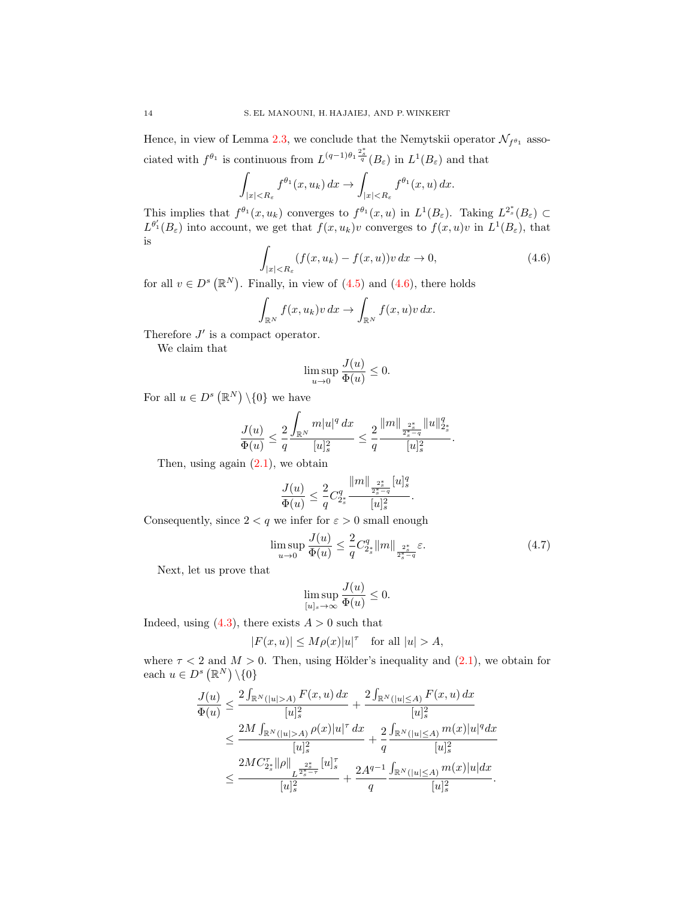Hence, in view of Lemma 2.3, we conclude that the Nemytskii operator $\mathcal{N}_{f^{\theta_1}}$ associated with $f^{\theta_1}$ is continuous from $L^{(q-1)\theta_1 \frac{2_s^*}{q}}(B_\varepsilon)$ in $L^1(B_\varepsilon)$ and that

$$\int_{|x|<R_\varepsilon} f^{\theta_1}(x,u_k)\,dx \to \int_{|x|<R_\varepsilon} f^{\theta_1}(x,u)\,dx.$$

This implies that $f^{\theta_1}(x,u_k)$ converges to $f^{\theta_1}(x,u)$ in $L^1(B_\varepsilon)$. Taking $L^{2_s^*}(B_\varepsilon) \subset L^{\theta_1'}(B_\varepsilon)$ into account, we get that $f(x,u_k)v$ converges to $f(x,u)v$ in $L^1(B_\varepsilon)$, that is

$$\int_{|x|<R_\varepsilon} (f(x,u_k) - f(x,u))v\,dx \to 0, \tag{4.6}$$

for all $v \in D^s\left(\mathbb{R}^N\right)$. Finally, in view of (4.5) and (4.6), there holds

$$\int_{\mathbb{R}^N} f(x,u_k)v\,dx \to \int_{\mathbb{R}^N} f(x,u)v\,dx.$$

Therefore $J'$ is a compact operator.

We claim that

$$\limsup_{u\to 0} \frac{J(u)}{\Phi(u)} \leq 0.$$

For all $u \in D^s\left(\mathbb{R}^N\right) \setminus \{0\}$ we have

$$\frac{J(u)}{\Phi(u)} \leq \frac{2}{q} \frac{\int_{\mathbb{R}^N} m|u|^q\,dx}{[u]_s^2} \leq \frac{2}{q} \frac{\|m\|_{\frac{2_s^*}{2_s^*-q}} \|u\|_{2_s^*}^q}{[u]_s^2}.$$

Then, using again (2.1), we obtain

$$\frac{J(u)}{\Phi(u)} \leq \frac{2}{q} C_{2_s^*}^q \frac{\|m\|_{\frac{2_s^*}{2_s^*-q}} [u]_s^q}{[u]_s^2}.$$

Consequently, since $2 < q$ we infer for $\varepsilon > 0$ small enough

$$\limsup_{u\to 0} \frac{J(u)}{\Phi(u)} \leq \frac{2}{q} C_{2_s^*}^q \|m\|_{\frac{2_s^*}{2_s^*-q}} \varepsilon. \tag{4.7}$$

Next, let us prove that

$$\limsup_{[u]_s\to\infty} \frac{J(u)}{\Phi(u)} \leq 0.$$

Indeed, using (4.3), there exists $A > 0$ such that

$$|F(x,u)| \leq M\rho(x)|u|^\tau \quad \text{for all } |u| > A,$$

where $\tau < 2$ and $M > 0$. Then, using Hölder's inequality and (2.1), we obtain for each $u \in D^s\left(\mathbb{R}^N\right) \setminus \{0\}$

$$\begin{aligned}
\frac{J(u)}{\Phi(u)} &\leq \frac{2\int_{\mathbb{R}^N(|u|>A)} F(x,u)\,dx}{[u]_s^2} + \frac{2\int_{\mathbb{R}^N(|u|\leq A)} F(x,u)\,dx}{[u]_s^2} \\
&\leq \frac{2M\int_{\mathbb{R}^N(|u|>A)} \rho(x)|u|^\tau\,dx}{[u]_s^2} + \frac{2}{q} \frac{\int_{\mathbb{R}^N(|u|\leq A)} m(x)|u|^q dx}{[u]_s^2} \\
&\leq \frac{2MC_{2_s^*}^\tau \|\rho\|_{L^{\frac{2_s^*}{2_s^*-\tau}}} [u]_s^\tau}{[u]_s^2} + \frac{2A^{q-1}}{q} \frac{\int_{\mathbb{R}^N(|u|\leq A)} m(x)|u|dx}{[u]_s^2}.
\end{aligned}$$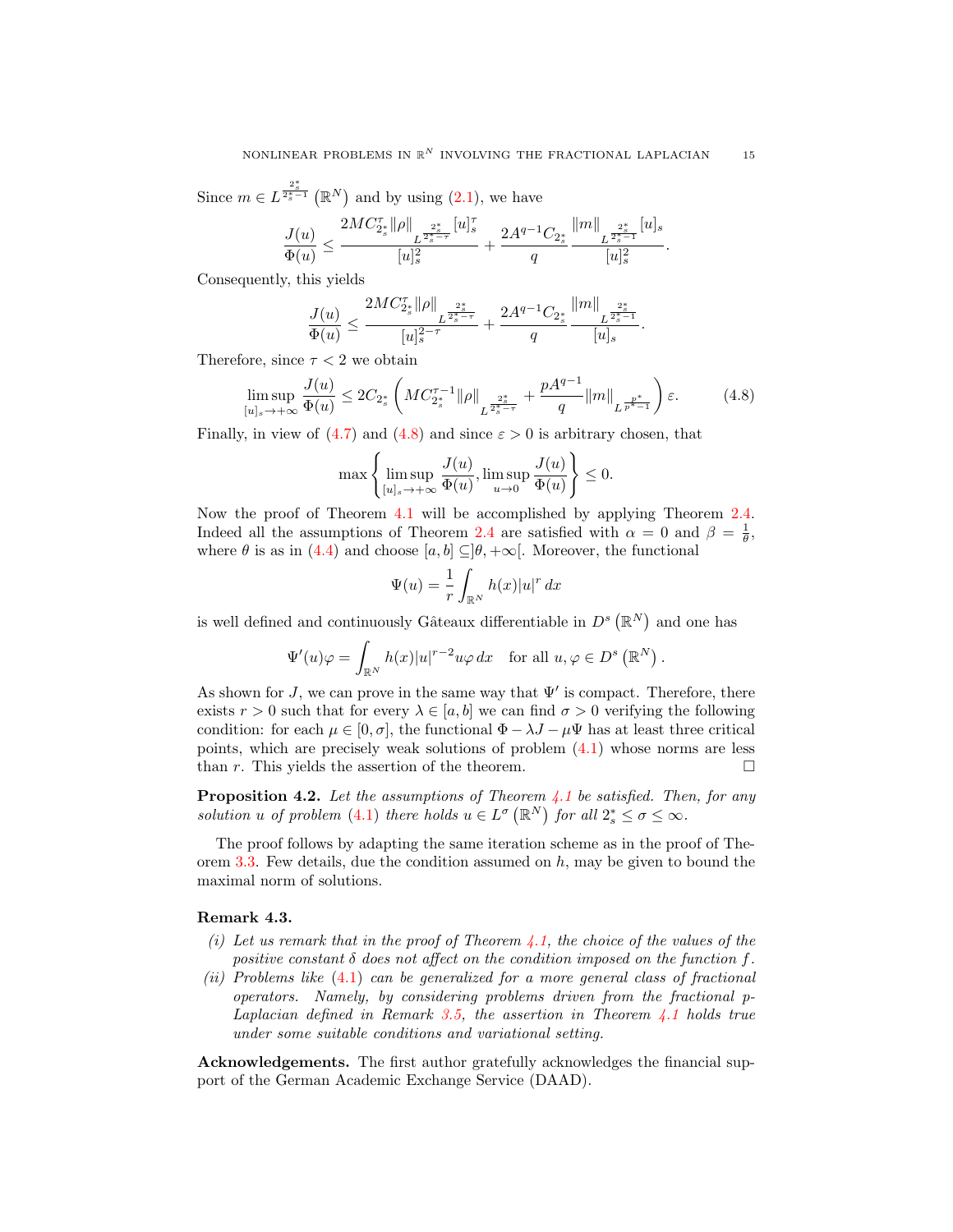Since $m \in L^{\frac{2_s^*}{2_s^*-1}}\left(\mathbb{R}^N\right)$ and by using (2.1), we have

$$\frac{J(u)}{\Phi(u)} \leq \frac{2MC_{2_s^*}^{\tau}\|\rho\|_{L^{\frac{2_s^*}{2_s^*-\tau}}}[u]_s^{\tau}}{[u]_s^2} + \frac{2A^{q-1}C_{2_s^*}}{q}\frac{\|m\|_{L^{\frac{2_s^*}{2_s^*-1}}}[u]_s}{[u]_s^2}.$$

Consequently, this yields

$$\frac{J(u)}{\Phi(u)} \leq \frac{2MC_{2_s^*}^{\tau}\|\rho\|_{L^{\frac{2_s^*}{2_s^*-\tau}}}}{[u]_s^{2-\tau}} + \frac{2A^{q-1}C_{2_s^*}}{q}\frac{\|m\|_{L^{\frac{2_s^*}{2_s^*-1}}}}{[u]_s}.$$

Therefore, since $\tau < 2$ we obtain

$$\limsup_{[u]_s \to +\infty} \frac{J(u)}{\Phi(u)} \leq 2C_{2_s^*}\left(MC_{2_s^*}^{\tau-1}\|\rho\|_{L^{\frac{2_s^*}{2_s^*-\tau}}} + \frac{pA^{q-1}}{q}\|m\|_{L^{\frac{p^*}{p^*-1}}}\right)\varepsilon. \tag{4.8}$$

Finally, in view of (4.7) and (4.8) and since $\varepsilon > 0$ is arbitrary chosen, that

$$\max\left\{\limsup_{[u]_s \to +\infty} \frac{J(u)}{\Phi(u)}, \limsup_{u \to 0} \frac{J(u)}{\Phi(u)}\right\} \leq 0.$$

Now the proof of Theorem 4.1 will be accomplished by applying Theorem 2.4. Indeed all the assumptions of Theorem 2.4 are satisfied with $\alpha = 0$ and $\beta = \frac{1}{\theta}$, where $\theta$ is as in (4.4) and choose $[a, b] \subseteq ]\theta, +\infty[$. Moreover, the functional

$$\Psi(u) = \frac{1}{r}\int_{\mathbb{R}^N} h(x)|u|^r \, dx$$

is well defined and continuously Gâteaux differentiable in $D^s\left(\mathbb{R}^N\right)$ and one has

$$\Psi'(u)\varphi = \int_{\mathbb{R}^N} h(x)|u|^{r-2}u\varphi \, dx \quad \text{for all } u, \varphi \in D^s\left(\mathbb{R}^N\right).$$

As shown for $J$, we can prove in the same way that $\Psi'$ is compact. Therefore, there exists $r > 0$ such that for every $\lambda \in [a, b]$ we can find $\sigma > 0$ verifying the following condition: for each $\mu \in [0, \sigma]$, the functional $\Phi - \lambda J - \mu\Psi$ has at least three critical points, which are precisely weak solutions of problem (4.1) whose norms are less than $r$. This yields the assertion of the theorem. $\square$

**Proposition 4.2.** *Let the assumptions of Theorem 4.1 be satisfied. Then, for any solution $u$ of problem (4.1) there holds $u \in L^{\sigma}\left(\mathbb{R}^N\right)$ for all $2_s^* \leq \sigma \leq \infty$.*

The proof follows by adapting the same iteration scheme as in the proof of Theorem 3.3. Few details, due the condition assumed on $h$, may be given to bound the maximal norm of solutions.

**Remark 4.3.**

(i) *Let us remark that in the proof of Theorem 4.1, the choice of the values of the positive constant $\delta$ does not affect on the condition imposed on the function $f$.*

(ii) *Problems like (4.1) can be generalized for a more general class of fractional operators. Namely, by considering problems driven from the fractional $p$-Laplacian defined in Remark 3.5, the assertion in Theorem 4.1 holds true under some suitable conditions and variational setting.*

**Acknowledgements.** The first author gratefully acknowledges the financial support of the German Academic Exchange Service (DAAD).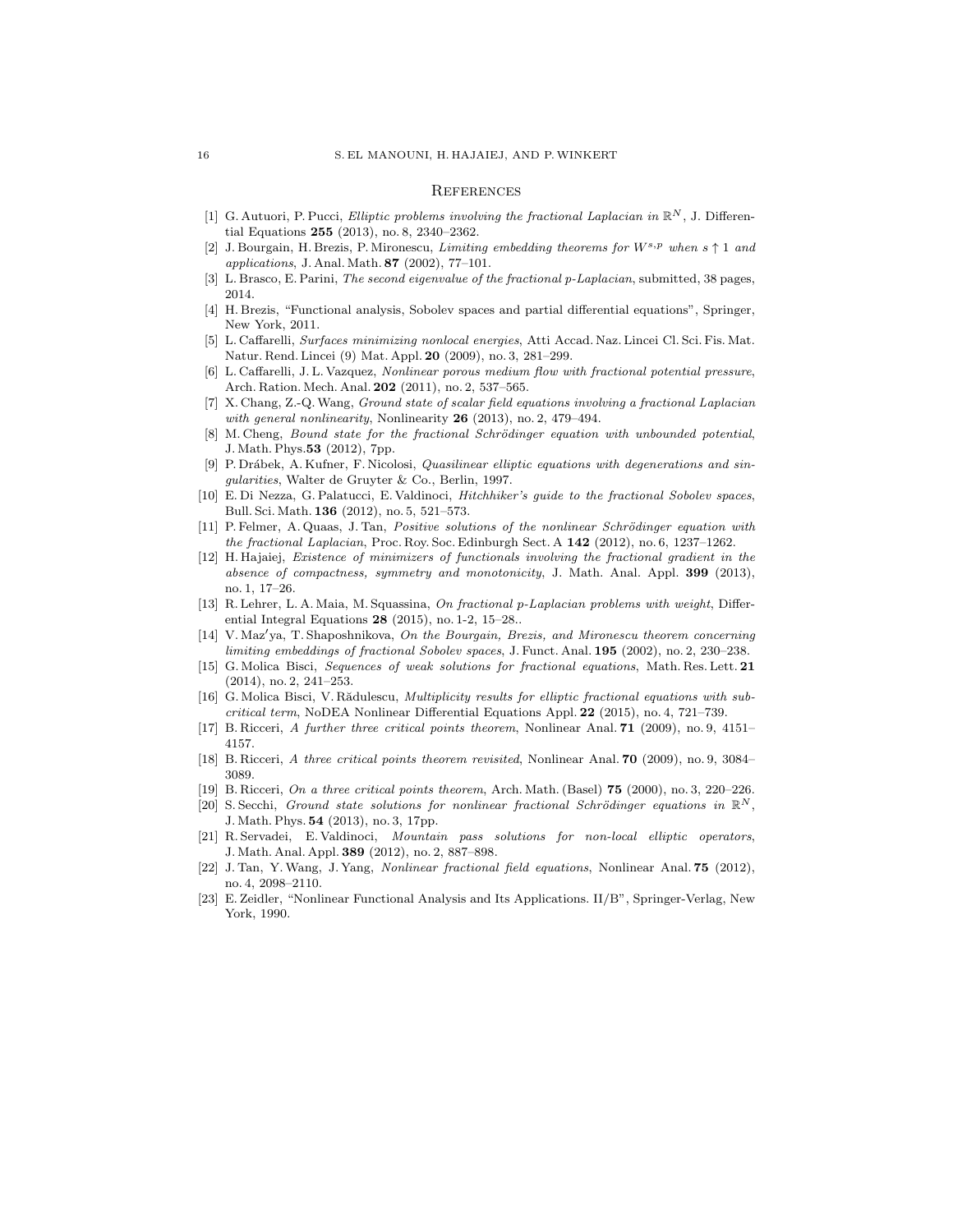## References

[1] G. Autuori, P. Pucci, *Elliptic problems involving the fractional Laplacian in* $\mathbb{R}^N$, J. Differential Equations **255** (2013), no. 8, 2340–2362.

[2] J. Bourgain, H. Brezis, P. Mironescu, *Limiting embedding theorems for* $W^{s,p}$ *when* $s \uparrow 1$ *and applications*, J. Anal. Math. **87** (2002), 77–101.

[3] L. Brasco, E. Parini, *The second eigenvalue of the fractional p-Laplacian*, submitted, 38 pages, 2014.

[4] H. Brezis, "Functional analysis, Sobolev spaces and partial differential equations", Springer, New York, 2011.

[5] L. Caffarelli, *Surfaces minimizing nonlocal energies*, Atti Accad. Naz. Lincei Cl. Sci. Fis. Mat. Natur. Rend. Lincei (9) Mat. Appl. **20** (2009), no. 3, 281–299.

[6] L. Caffarelli, J. L. Vazquez, *Nonlinear porous medium flow with fractional potential pressure*, Arch. Ration. Mech. Anal. **202** (2011), no. 2, 537–565.

[7] X. Chang, Z.-Q. Wang, *Ground state of scalar field equations involving a fractional Laplacian with general nonlinearity*, Nonlinearity **26** (2013), no. 2, 479–494.

[8] M. Cheng, *Bound state for the fractional Schrödinger equation with unbounded potential*, J. Math. Phys.**53** (2012), 7pp.

[9] P. Drábek, A. Kufner, F. Nicolosi, *Quasilinear elliptic equations with degenerations and singularities*, Walter de Gruyter & Co., Berlin, 1997.

[10] E. Di Nezza, G. Palatucci, E. Valdinoci, *Hitchhiker's guide to the fractional Sobolev spaces*, Bull. Sci. Math. **136** (2012), no. 5, 521–573.

[11] P. Felmer, A. Quaas, J. Tan, *Positive solutions of the nonlinear Schrödinger equation with the fractional Laplacian*, Proc. Roy. Soc. Edinburgh Sect. A **142** (2012), no. 6, 1237–1262.

[12] H. Hajaiej, *Existence of minimizers of functionals involving the fractional gradient in the absence of compactness, symmetry and monotonicity*, J. Math. Anal. Appl. **399** (2013), no. 1, 17–26.

[13] R. Lehrer, L. A. Maia, M. Squassina, *On fractional p-Laplacian problems with weight*, Differential Integral Equations **28** (2015), no. 1-2, 15–28..

[14] V. Maz′ya, T. Shaposhnikova, *On the Bourgain, Brezis, and Mironescu theorem concerning limiting embeddings of fractional Sobolev spaces*, J. Funct. Anal. **195** (2002), no. 2, 230–238.

[15] G. Molica Bisci, *Sequences of weak solutions for fractional equations*, Math. Res. Lett. **21** (2014), no. 2, 241–253.

[16] G. Molica Bisci, V. Rădulescu, *Multiplicity results for elliptic fractional equations with subcritical term*, NoDEA Nonlinear Differential Equations Appl. **22** (2015), no. 4, 721–739.

[17] B. Ricceri, *A further three critical points theorem*, Nonlinear Anal. **71** (2009), no. 9, 4151–4157.

[18] B. Ricceri, *A three critical points theorem revisited*, Nonlinear Anal. **70** (2009), no. 9, 3084–3089.

[19] B. Ricceri, *On a three critical points theorem*, Arch. Math. (Basel) **75** (2000), no. 3, 220–226.

[20] S. Secchi, *Ground state solutions for nonlinear fractional Schrödinger equations in* $\mathbb{R}^N$, J. Math. Phys. **54** (2013), no. 3, 17pp.

[21] R. Servadei, E. Valdinoci, *Mountain pass solutions for non-local elliptic operators*, J. Math. Anal. Appl. **389** (2012), no. 2, 887–898.

[22] J. Tan, Y. Wang, J. Yang, *Nonlinear fractional field equations*, Nonlinear Anal. **75** (2012), no. 4, 2098–2110.

[23] E. Zeidler, "Nonlinear Functional Analysis and Its Applications. II/B", Springer-Verlag, New York, 1990.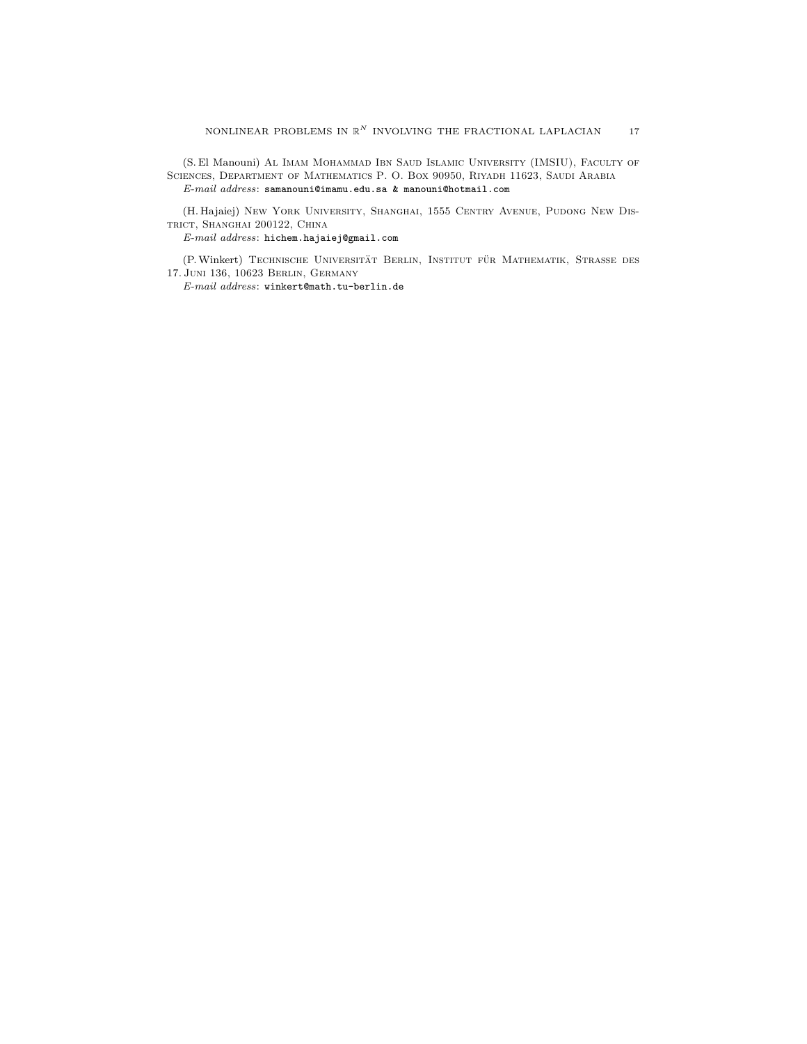(S. El Manouni) Al Imam Mohammad Ibn Saud Islamic University (IMSIU), Faculty of Sciences, Department of Mathematics P. O. Box 90950, Riyadh 11623, Saudi Arabia
*E-mail address*: `samanouni@imamu.edu.sa & manouni@hotmail.com`

(H. Hajaiej) New York University, Shanghai, 1555 Centry Avenue, Pudong New District, Shanghai 200122, China
*E-mail address*: `hichem.hajaiej@gmail.com`

(P. Winkert) Technische Universität Berlin, Institut für Mathematik, Strasse des 17. Juni 136, 10623 Berlin, Germany
*E-mail address*: `winkert@math.tu-berlin.de`